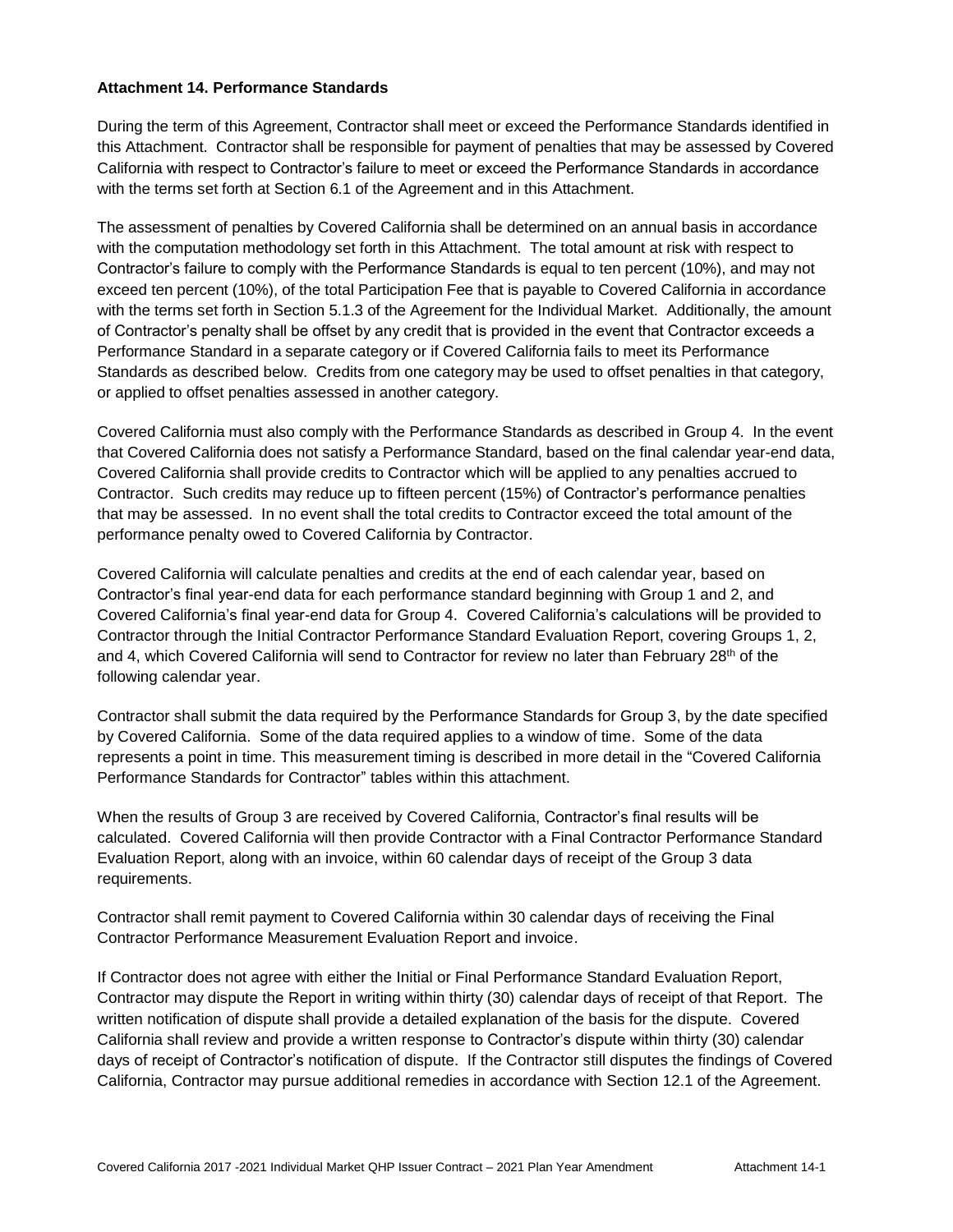**Attachment 14. Performance Standards**

During the term of this Agreement, Contractor shall meet or exceed the Performance Standards identified in this Attachment. Contractor shall be responsible for payment of penalties that may be assessed by Covered California with respect to Contractor's failure to meet or exceed the Performance Standards in accordance with the terms set forth at Section 6.1 of the Agreement and in this Attachment.

The assessment of penalties by Covered California shall be determined on an annual basis in accordance with the computation methodology set forth in this Attachment. The total amount at risk with respect to Contractor's failure to comply with the Performance Standards is equal to ten percent (10%), and may not exceed ten percent (10%), of the total Participation Fee that is payable to Covered California in accordance with the terms set forth in Section 5.1.3 of the Agreement for the Individual Market. Additionally, the amount of Contractor's penalty shall be offset by any credit that is provided in the event that Contractor exceeds a Performance Standard in a separate category or if Covered California fails to meet its Performance Standards as described below. Credits from one category may be used to offset penalties in that category, or applied to offset penalties assessed in another category.

Covered California must also comply with the Performance Standards as described in Group 4. In the event that Covered California does not satisfy a Performance Standard, based on the final calendar year-end data, Covered California shall provide credits to Contractor which will be applied to any penalties accrued to Contractor. Such credits may reduce up to fifteen percent (15%) of Contractor's performance penalties that may be assessed. In no event shall the total credits to Contractor exceed the total amount of the performance penalty owed to Covered California by Contractor.

Covered California will calculate penalties and credits at the end of each calendar year, based on Contractor's final year-end data for each performance standard beginning with Group 1 and 2, and Covered California's final year-end data for Group 4. Covered California's calculations will be provided to Contractor through the Initial Contractor Performance Standard Evaluation Report, covering Groups 1, 2, and 4, which Covered California will send to Contractor for review no later than February 28th of the following calendar year.

Contractor shall submit the data required by the Performance Standards for Group 3, by the date specified by Covered California. Some of the data required applies to a window of time. Some of the data represents a point in time. This measurement timing is described in more detail in the "Covered California Performance Standards for Contractor" tables within this attachment.

When the results of Group 3 are received by Covered California, Contractor's final results will be calculated. Covered California will then provide Contractor with a Final Contractor Performance Standard Evaluation Report, along with an invoice, within 60 calendar days of receipt of the Group 3 data requirements.

Contractor shall remit payment to Covered California within 30 calendar days of receiving the Final Contractor Performance Measurement Evaluation Report and invoice.

If Contractor does not agree with either the Initial or Final Performance Standard Evaluation Report, Contractor may dispute the Report in writing within thirty (30) calendar days of receipt of that Report. The written notification of dispute shall provide a detailed explanation of the basis for the dispute. Covered California shall review and provide a written response to Contractor's dispute within thirty (30) calendar days of receipt of Contractor's notification of dispute. If the Contractor still disputes the findings of Covered California, Contractor may pursue additional remedies in accordance with Section 12.1 of the Agreement.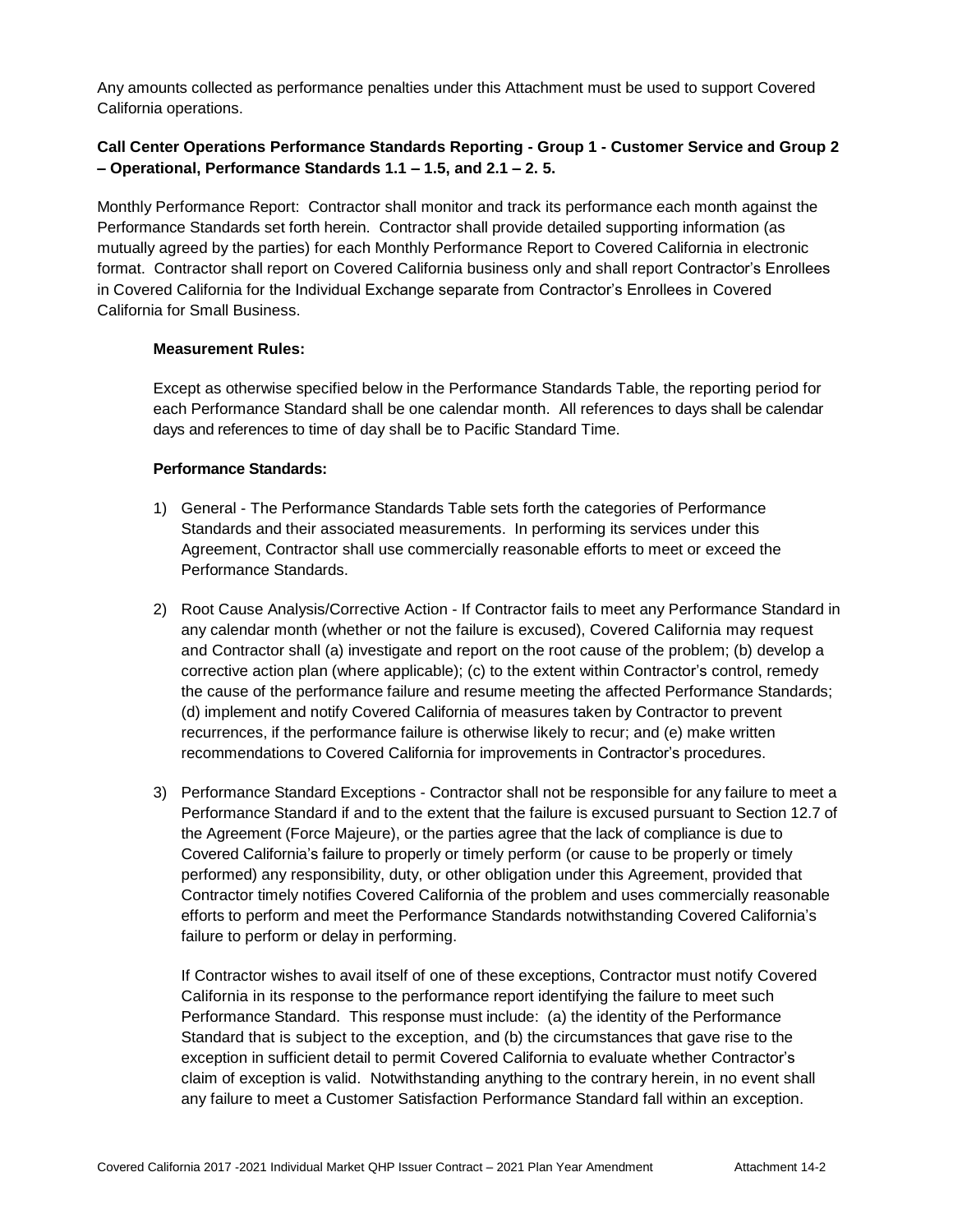Any amounts collected as performance penalties under this Attachment must be used to support Covered California operations.

**Call Center Operations Performance Standards Reporting - Group 1 - Customer Service and Group 2 – Operational, Performance Standards 1.1 – 1.5, and 2.1 – 2. 5.**

Monthly Performance Report: Contractor shall monitor and track its performance each month against the Performance Standards set forth herein. Contractor shall provide detailed supporting information (as mutually agreed by the parties) for each Monthly Performance Report to Covered California in electronic format. Contractor shall report on Covered California business only and shall report Contractor's Enrollees in Covered California for the Individual Exchange separate from Contractor's Enrollees in Covered California for Small Business.

**Measurement Rules:**

Except as otherwise specified below in the Performance Standards Table, the reporting period for each Performance Standard shall be one calendar month. All references to days shall be calendar days and references to time of day shall be to Pacific Standard Time.

**Performance Standards:**

1) General - The Performance Standards Table sets forth the categories of Performance Standards and their associated measurements. In performing its services under this Agreement, Contractor shall use commercially reasonable efforts to meet or exceed the Performance Standards.

2) Root Cause Analysis/Corrective Action - If Contractor fails to meet any Performance Standard in any calendar month (whether or not the failure is excused), Covered California may request and Contractor shall (a) investigate and report on the root cause of the problem; (b) develop a corrective action plan (where applicable); (c) to the extent within Contractor's control, remedy the cause of the performance failure and resume meeting the affected Performance Standards; (d) implement and notify Covered California of measures taken by Contractor to prevent recurrences, if the performance failure is otherwise likely to recur; and (e) make written recommendations to Covered California for improvements in Contractor's procedures.

3) Performance Standard Exceptions - Contractor shall not be responsible for any failure to meet a Performance Standard if and to the extent that the failure is excused pursuant to Section 12.7 of the Agreement (Force Majeure), or the parties agree that the lack of compliance is due to Covered California's failure to properly or timely perform (or cause to be properly or timely performed) any responsibility, duty, or other obligation under this Agreement, provided that Contractor timely notifies Covered California of the problem and uses commercially reasonable efforts to perform and meet the Performance Standards notwithstanding Covered California's failure to perform or delay in performing.

   If Contractor wishes to avail itself of one of these exceptions, Contractor must notify Covered California in its response to the performance report identifying the failure to meet such Performance Standard. This response must include: (a) the identity of the Performance Standard that is subject to the exception, and (b) the circumstances that gave rise to the exception in sufficient detail to permit Covered California to evaluate whether Contractor's claim of exception is valid. Notwithstanding anything to the contrary herein, in no event shall any failure to meet a Customer Satisfaction Performance Standard fall within an exception.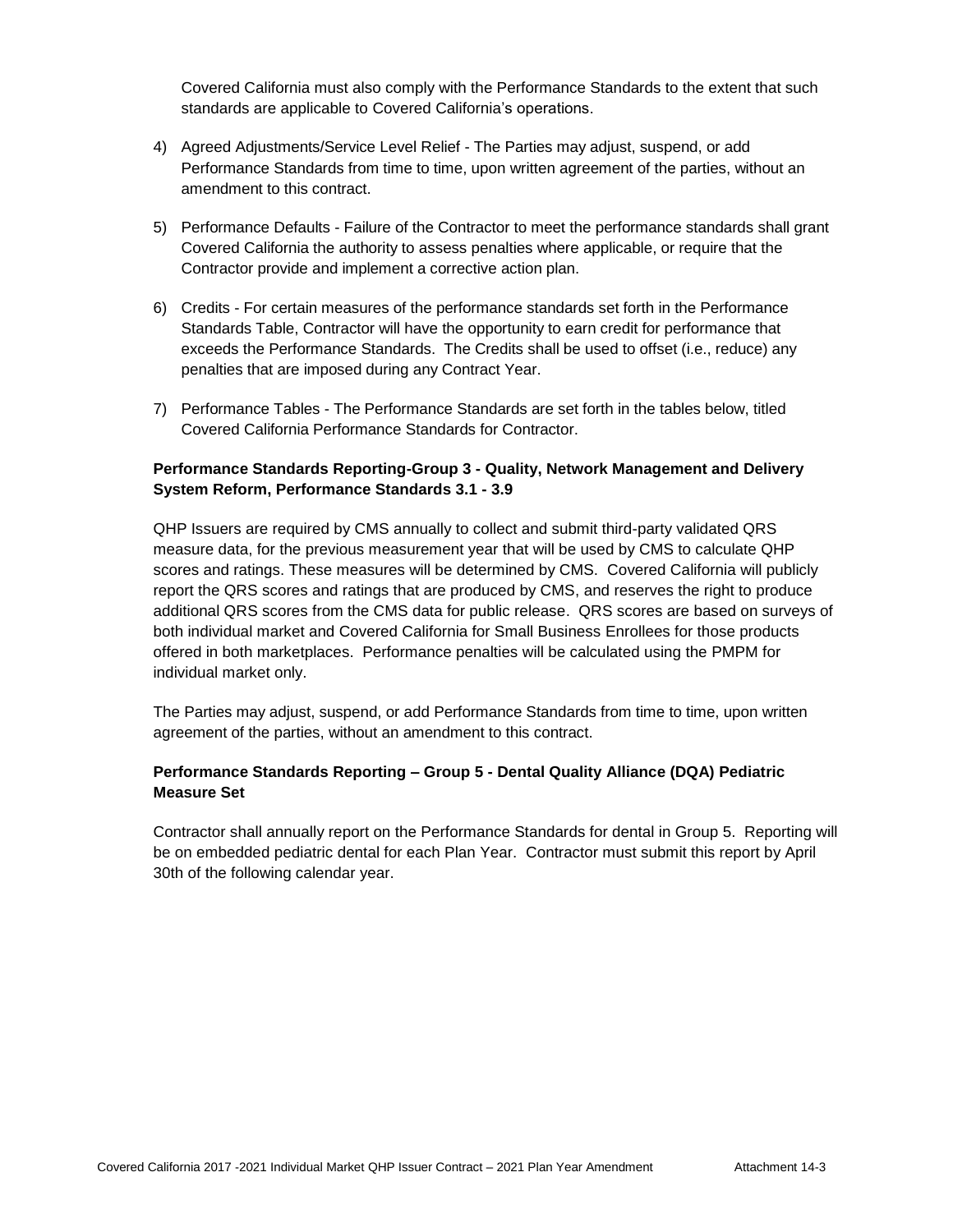Covered California must also comply with the Performance Standards to the extent that such standards are applicable to Covered California's operations.

4) Agreed Adjustments/Service Level Relief - The Parties may adjust, suspend, or add Performance Standards from time to time, upon written agreement of the parties, without an amendment to this contract.

5) Performance Defaults - Failure of the Contractor to meet the performance standards shall grant Covered California the authority to assess penalties where applicable, or require that the Contractor provide and implement a corrective action plan.

6) Credits - For certain measures of the performance standards set forth in the Performance Standards Table, Contractor will have the opportunity to earn credit for performance that exceeds the Performance Standards. The Credits shall be used to offset (i.e., reduce) any penalties that are imposed during any Contract Year.

7) Performance Tables - The Performance Standards are set forth in the tables below, titled Covered California Performance Standards for Contractor.

**Performance Standards Reporting-Group 3 - Quality, Network Management and Delivery System Reform, Performance Standards 3.1 - 3.9**

QHP Issuers are required by CMS annually to collect and submit third-party validated QRS measure data, for the previous measurement year that will be used by CMS to calculate QHP scores and ratings. These measures will be determined by CMS. Covered California will publicly report the QRS scores and ratings that are produced by CMS, and reserves the right to produce additional QRS scores from the CMS data for public release. QRS scores are based on surveys of both individual market and Covered California for Small Business Enrollees for those products offered in both marketplaces. Performance penalties will be calculated using the PMPM for individual market only.

The Parties may adjust, suspend, or add Performance Standards from time to time, upon written agreement of the parties, without an amendment to this contract.

**Performance Standards Reporting – Group 5 - Dental Quality Alliance (DQA) Pediatric Measure Set**

Contractor shall annually report on the Performance Standards for dental in Group 5. Reporting will be on embedded pediatric dental for each Plan Year. Contractor must submit this report by April 30th of the following calendar year.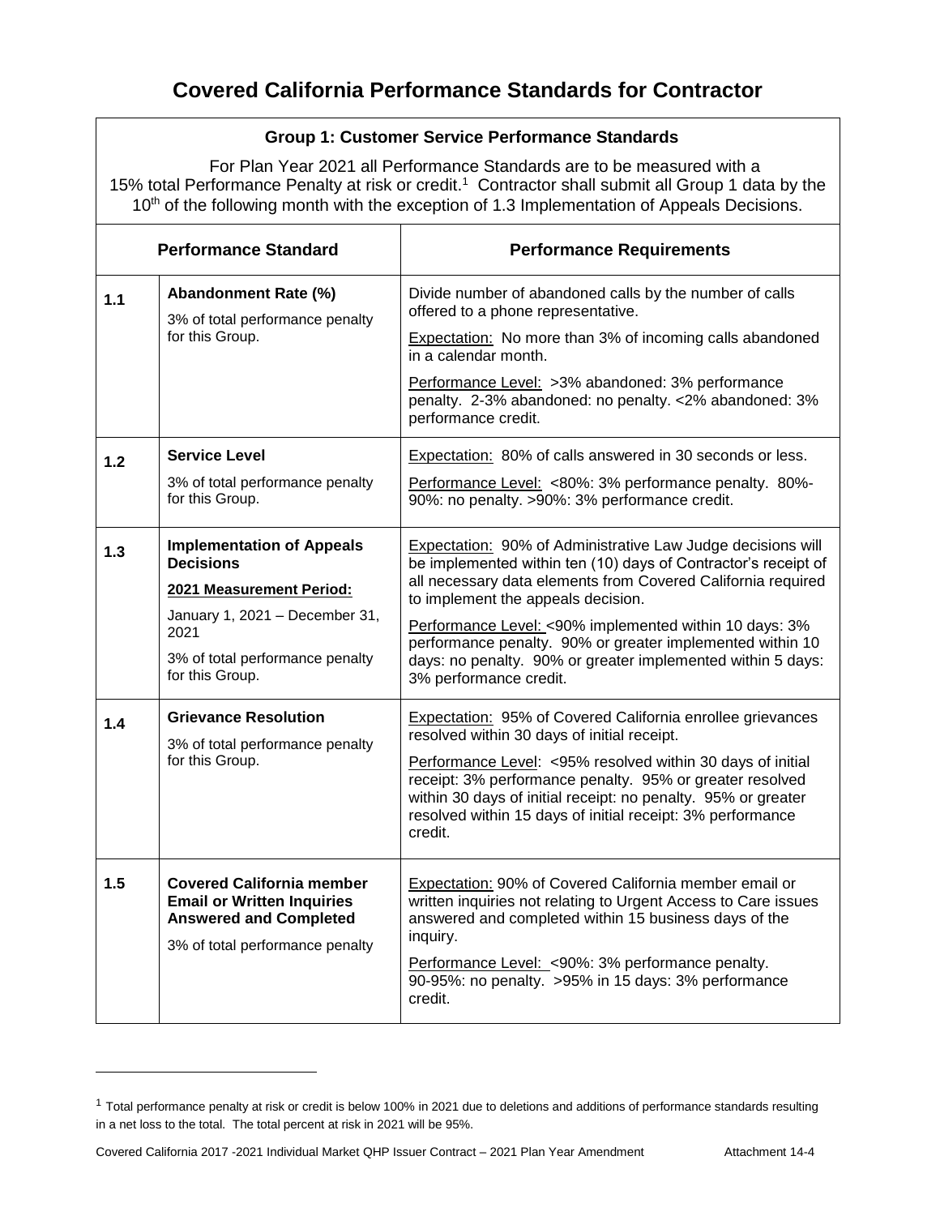# Covered California Performance Standards for Contractor

## Group 1: Customer Service Performance Standards

For Plan Year 2021 all Performance Standards are to be measured with a 15% total Performance Penalty at risk or credit.[1] Contractor shall submit all Group 1 data by the 10th of the following month with the exception of 1.3 Implementation of Appeals Decisions.

| Performance Standard | | Performance Requirements |
|---|---|---|
| 1.1 | **Abandonment Rate (%)**<br>3% of total performance penalty for this Group. | Divide number of abandoned calls by the number of calls offered to a phone representative.<br>Expectation: No more than 3% of incoming calls abandoned in a calendar month.<br>Performance Level: >3% abandoned: 3% performance penalty. 2-3% abandoned: no penalty. <2% abandoned: 3% performance credit. |
| 1.2 | **Service Level**<br>3% of total performance penalty for this Group. | Expectation: 80% of calls answered in 30 seconds or less.<br>Performance Level: <80%: 3% performance penalty. 80%-90%: no penalty. >90%: 3% performance credit. |
| 1.3 | **Implementation of Appeals Decisions**<br>**2021 Measurement Period:**<br>January 1, 2021 – December 31, 2021<br>3% of total performance penalty for this Group. | Expectation: 90% of Administrative Law Judge decisions will be implemented within ten (10) days of Contractor's receipt of all necessary data elements from Covered California required to implement the appeals decision.<br>Performance Level: <90% implemented within 10 days: 3% performance penalty. 90% or greater implemented within 10 days: no penalty. 90% or greater implemented within 5 days: 3% performance credit. |
| 1.4 | **Grievance Resolution**<br>3% of total performance penalty for this Group. | Expectation: 95% of Covered California enrollee grievances resolved within 30 days of initial receipt.<br>Performance Level: <95% resolved within 30 days of initial receipt: 3% performance penalty. 95% or greater resolved within 30 days of initial receipt: no penalty. 95% or greater resolved within 15 days of initial receipt: 3% performance credit. |
| 1.5 | **Covered California member Email or Written Inquiries Answered and Completed**<br>3% of total performance penalty | Expectation: 90% of Covered California member email or written inquiries not relating to Urgent Access to Care issues answered and completed within 15 business days of the inquiry.<br>Performance Level: <90%: 3% performance penalty. 90-95%: no penalty. >95% in 15 days: 3% performance credit. |

[1] Total performance penalty at risk or credit is below 100% in 2021 due to deletions and additions of performance standards resulting in a net loss to the total. The total percent at risk in 2021 will be 95%.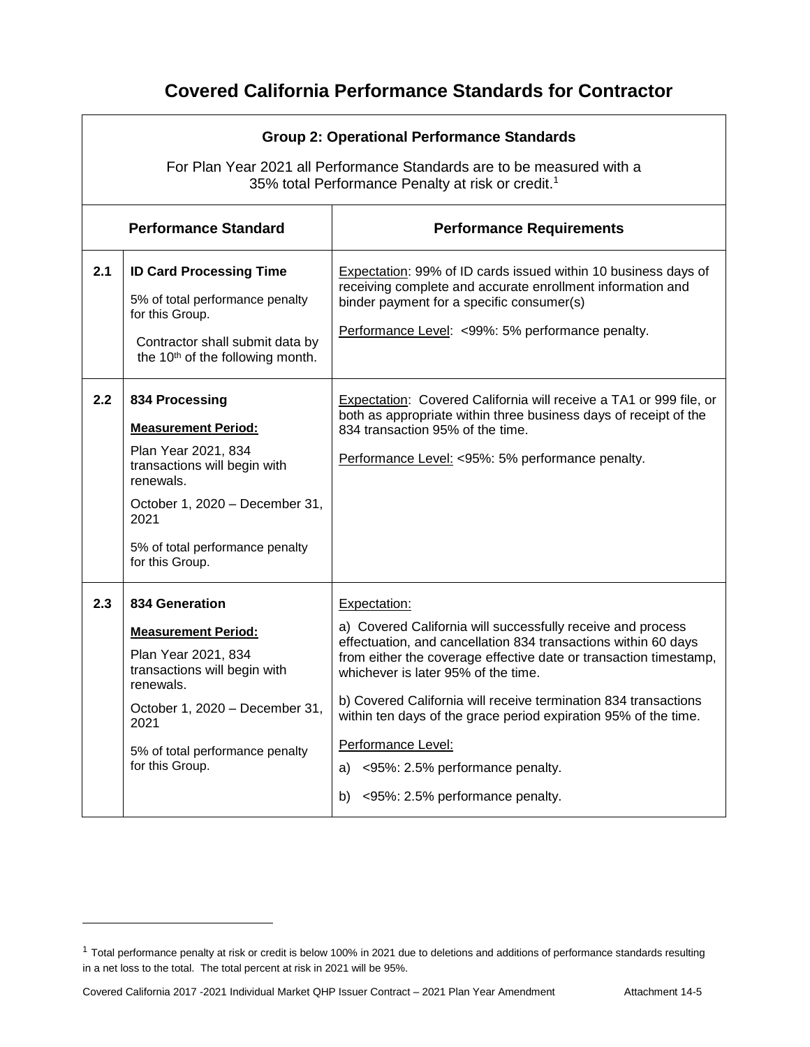# Covered California Performance Standards for Contractor

| Group 2: Operational Performance Standards<br><br>For Plan Year 2021 all Performance Standards are to be measured with a 35% total Performance Penalty at risk or credit.[1] | | |
|---|---|---|
| **Performance Standard** | | **Performance Requirements** |
| **2.1** | **ID Card Processing Time**<br><br>5% of total performance penalty for this Group.<br><br>Contractor shall submit data by the 10th of the following month. | Expectation: 99% of ID cards issued within 10 business days of receiving complete and accurate enrollment information and binder payment for a specific consumer(s)<br><br>Performance Level: <99%: 5% performance penalty. |
| **2.2** | **834 Processing**<br><br>**Measurement Period:**<br><br>Plan Year 2021, 834 transactions will begin with renewals.<br><br>October 1, 2020 – December 31, 2021<br><br>5% of total performance penalty for this Group. | Expectation: Covered California will receive a TA1 or 999 file, or both as appropriate within three business days of receipt of the 834 transaction 95% of the time.<br><br>Performance Level: <95%: 5% performance penalty. |
| **2.3** | **834 Generation**<br><br>**Measurement Period:**<br><br>Plan Year 2021, 834 transactions will begin with renewals.<br><br>October 1, 2020 – December 31, 2021<br><br>5% of total performance penalty for this Group. | Expectation:<br><br>a) Covered California will successfully receive and process effectuation, and cancellation 834 transactions within 60 days from either the coverage effective date or transaction timestamp, whichever is later 95% of the time.<br><br>b) Covered California will receive termination 834 transactions within ten days of the grace period expiration 95% of the time.<br><br>Performance Level:<br><br>a) <95%: 2.5% performance penalty.<br><br>b) <95%: 2.5% performance penalty. |

[1] Total performance penalty at risk or credit is below 100% in 2021 due to deletions and additions of performance standards resulting in a net loss to the total. The total percent at risk in 2021 will be 95%.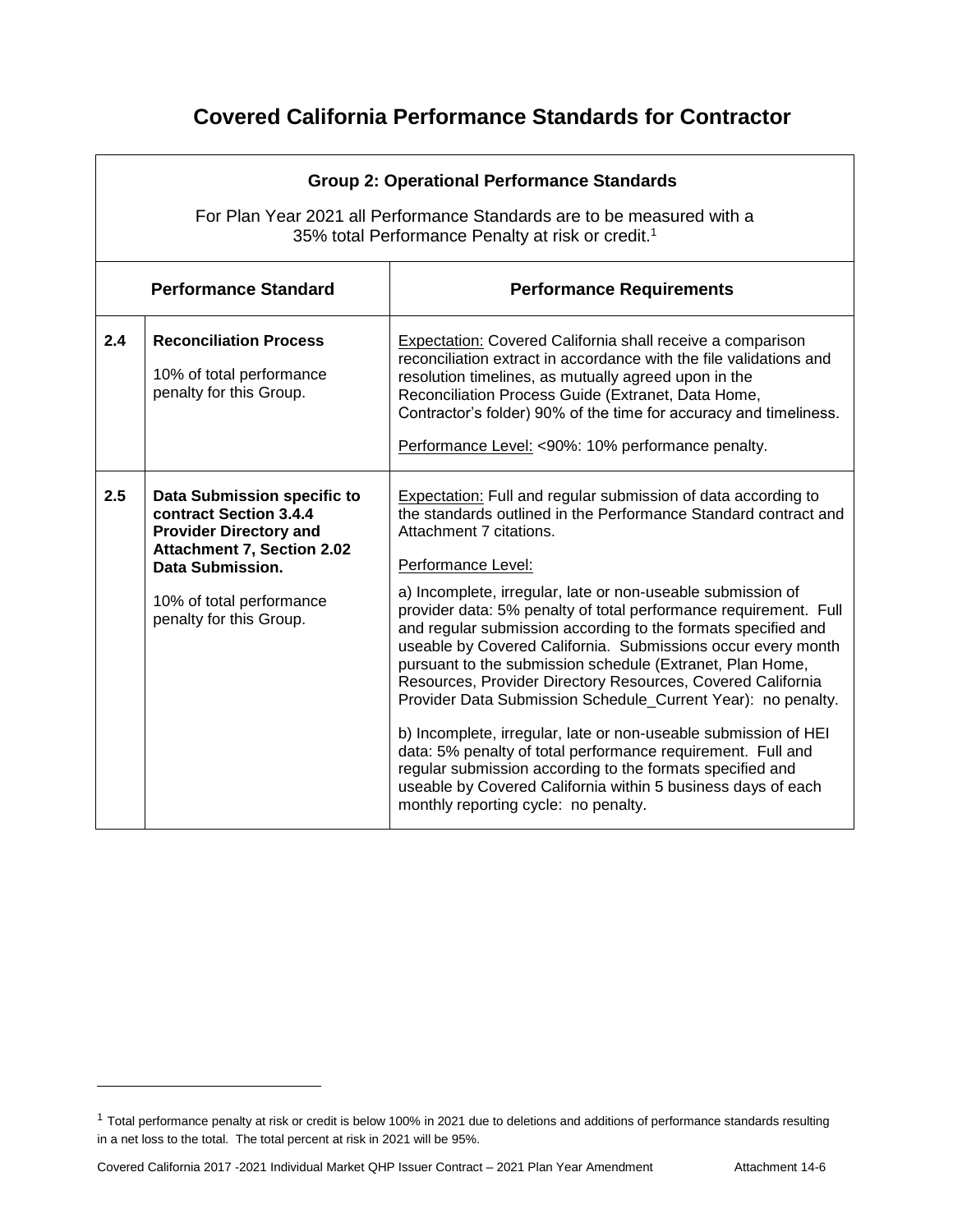# Covered California Performance Standards for Contractor

| Group 2: Operational Performance Standards<br><br>For Plan Year 2021 all Performance Standards are to be measured with a 35% total Performance Penalty at risk or credit.[1] | | |
|---|---|---|
| **Performance Standard** | | **Performance Requirements** |
| **2.4** | **Reconciliation Process**<br><br>10% of total performance penalty for this Group. | Expectation: Covered California shall receive a comparison reconciliation extract in accordance with the file validations and resolution timelines, as mutually agreed upon in the Reconciliation Process Guide (Extranet, Data Home, Contractor's folder) 90% of the time for accuracy and timeliness.<br><br>Performance Level: <90%: 10% performance penalty. |
| **2.5** | **Data Submission specific to contract Section 3.4.4 Provider Directory and Attachment 7, Section 2.02 Data Submission.**<br><br>10% of total performance penalty for this Group. | Expectation: Full and regular submission of data according to the standards outlined in the Performance Standard contract and Attachment 7 citations.<br><br>Performance Level:<br><br>a) Incomplete, irregular, late or non-useable submission of provider data: 5% penalty of total performance requirement. Full and regular submission according to the formats specified and useable by Covered California. Submissions occur every month pursuant to the submission schedule (Extranet, Plan Home, Resources, Provider Directory Resources, Covered California Provider Data Submission Schedule_Current Year): no penalty.<br><br>b) Incomplete, irregular, late or non-useable submission of HEI data: 5% penalty of total performance requirement. Full and regular submission according to the formats specified and useable by Covered California within 5 business days of each monthly reporting cycle: no penalty. |

[1] Total performance penalty at risk or credit is below 100% in 2021 due to deletions and additions of performance standards resulting in a net loss to the total. The total percent at risk in 2021 will be 95%.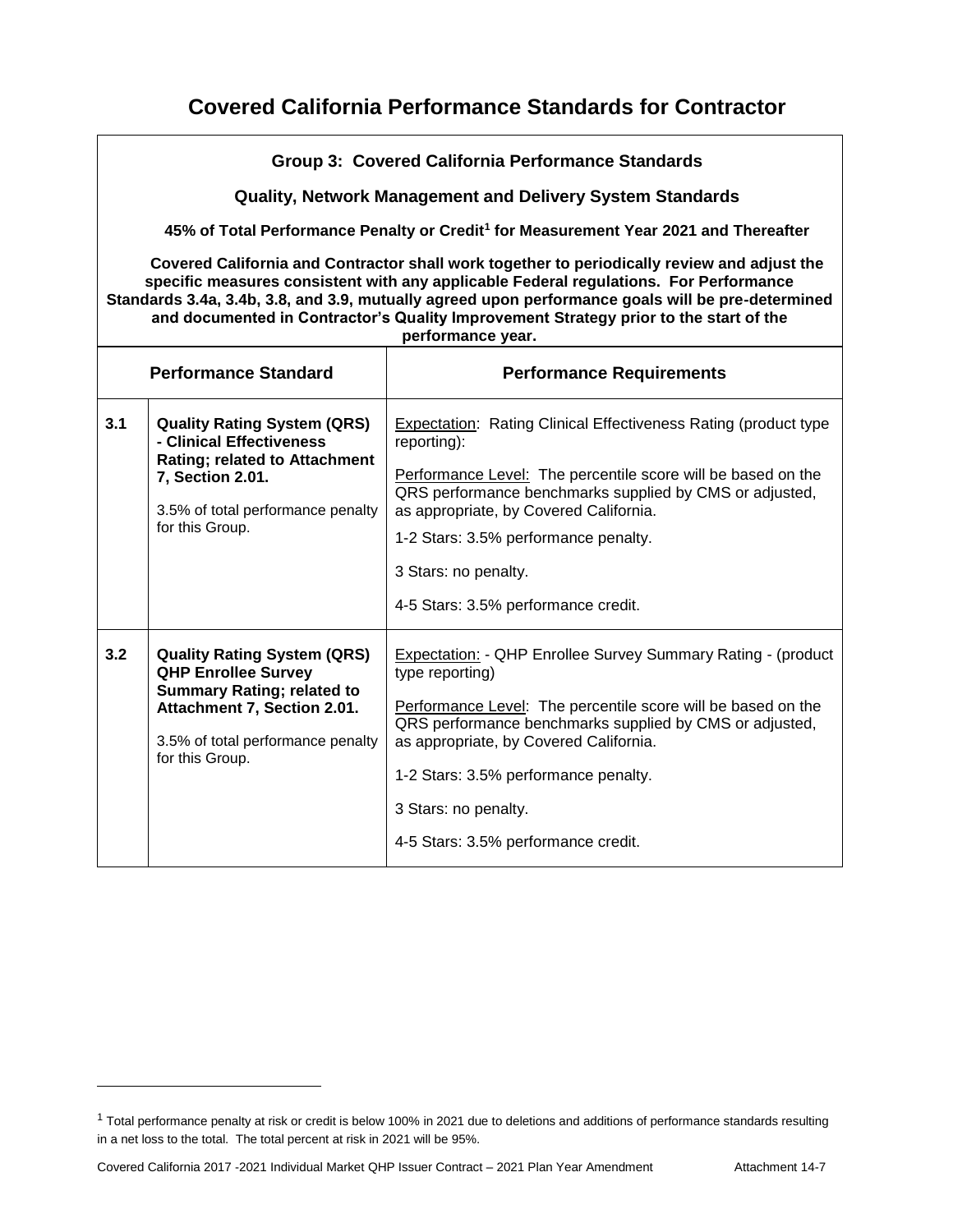# Covered California Performance Standards for Contractor

**Group 3: Covered California Performance Standards**

**Quality, Network Management and Delivery System Standards**

**45% of Total Performance Penalty or Credit[1] for Measurement Year 2021 and Thereafter**

**Covered California and Contractor shall work together to periodically review and adjust the specific measures consistent with any applicable Federal regulations. For Performance Standards 3.4a, 3.4b, 3.8, and 3.9, mutually agreed upon performance goals will be pre-determined and documented in Contractor's Quality Improvement Strategy prior to the start of the performance year.**

| Performance Standard | | Performance Requirements |
|---|---|---|
| **3.1** | **Quality Rating System (QRS) - Clinical Effectiveness Rating; related to Attachment 7, Section 2.01.**<br><br>3.5% of total performance penalty for this Group. | Expectation: Rating Clinical Effectiveness Rating (product type reporting):<br><br>Performance Level: The percentile score will be based on the QRS performance benchmarks supplied by CMS or adjusted, as appropriate, by Covered California.<br><br>1-2 Stars: 3.5% performance penalty.<br><br>3 Stars: no penalty.<br><br>4-5 Stars: 3.5% performance credit. |
| **3.2** | **Quality Rating System (QRS) QHP Enrollee Survey Summary Rating; related to Attachment 7, Section 2.01.**<br><br>3.5% of total performance penalty for this Group. | Expectation: - QHP Enrollee Survey Summary Rating - (product type reporting)<br><br>Performance Level: The percentile score will be based on the QRS performance benchmarks supplied by CMS or adjusted, as appropriate, by Covered California.<br><br>1-2 Stars: 3.5% performance penalty.<br><br>3 Stars: no penalty.<br><br>4-5 Stars: 3.5% performance credit. |

[1] Total performance penalty at risk or credit is below 100% in 2021 due to deletions and additions of performance standards resulting in a net loss to the total. The total percent at risk in 2021 will be 95%.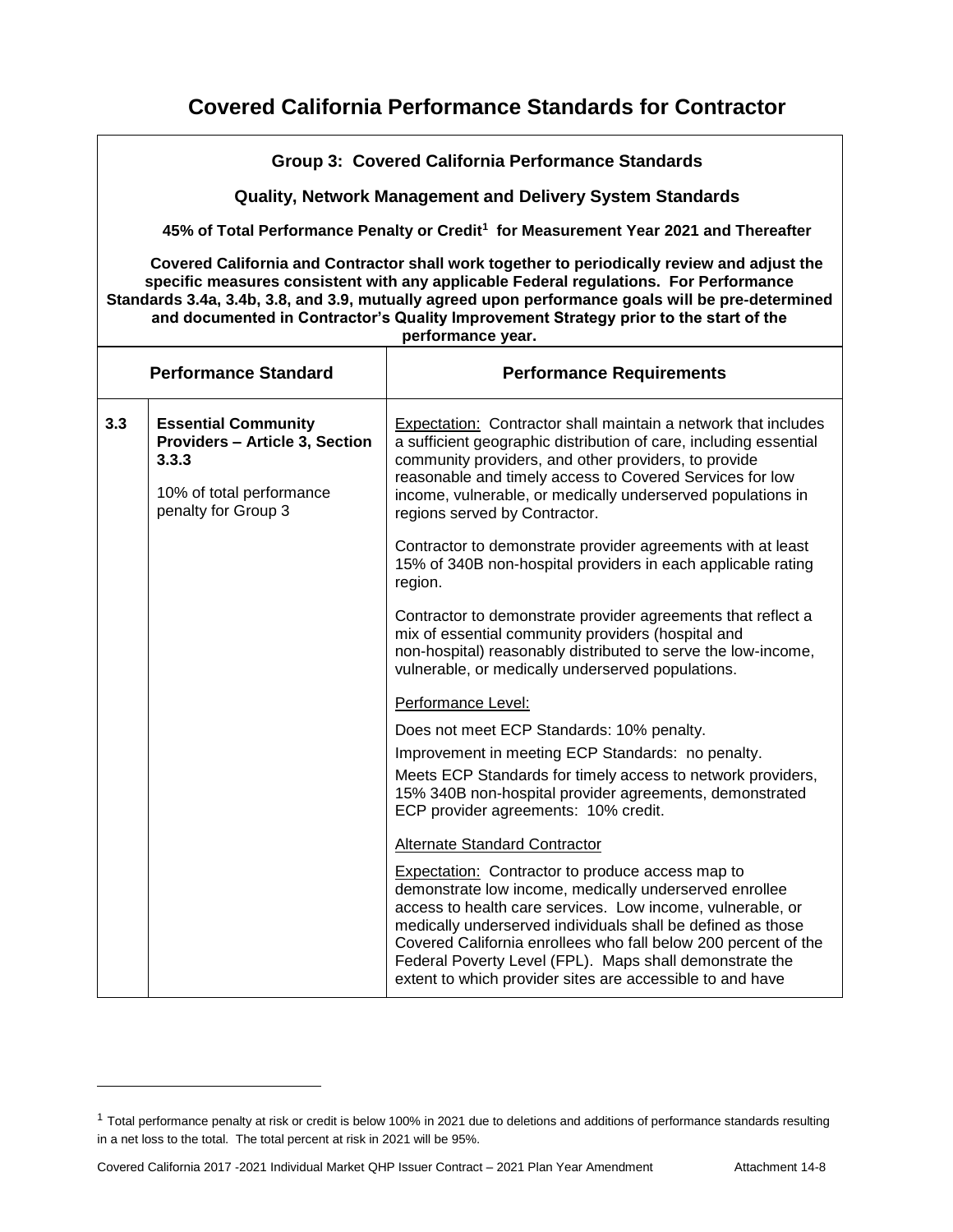# Covered California Performance Standards for Contractor

**Group 3: Covered California Performance Standards**

**Quality, Network Management and Delivery System Standards**

**45% of Total Performance Penalty or Credit[1] for Measurement Year 2021 and Thereafter**

**Covered California and Contractor shall work together to periodically review and adjust the specific measures consistent with any applicable Federal regulations. For Performance Standards 3.4a, 3.4b, 3.8, and 3.9, mutually agreed upon performance goals will be pre-determined and documented in Contractor's Quality Improvement Strategy prior to the start of the performance year.**

| Performance Standard | | Performance Requirements |
|---|---|---|
| **3.3** | **Essential Community Providers – Article 3, Section 3.3.3**<br><br>10% of total performance penalty for Group 3 | Expectation: Contractor shall maintain a network that includes a sufficient geographic distribution of care, including essential community providers, and other providers, to provide reasonable and timely access to Covered Services for low income, vulnerable, or medically underserved populations in regions served by Contractor.<br><br>Contractor to demonstrate provider agreements with at least 15% of 340B non-hospital providers in each applicable rating region.<br><br>Contractor to demonstrate provider agreements that reflect a mix of essential community providers (hospital and non-hospital) reasonably distributed to serve the low-income, vulnerable, or medically underserved populations.<br><br>Performance Level:<br><br>Does not meet ECP Standards: 10% penalty.<br>Improvement in meeting ECP Standards: no penalty.<br>Meets ECP Standards for timely access to network providers, 15% 340B non-hospital provider agreements, demonstrated ECP provider agreements: 10% credit.<br><br>Alternate Standard Contractor<br><br>Expectation: Contractor to produce access map to demonstrate low income, medically underserved enrollee access to health care services. Low income, vulnerable, or medically underserved individuals shall be defined as those Covered California enrollees who fall below 200 percent of the Federal Poverty Level (FPL). Maps shall demonstrate the extent to which provider sites are accessible to and have |

[1] Total performance penalty at risk or credit is below 100% in 2021 due to deletions and additions of performance standards resulting in a net loss to the total. The total percent at risk in 2021 will be 95%.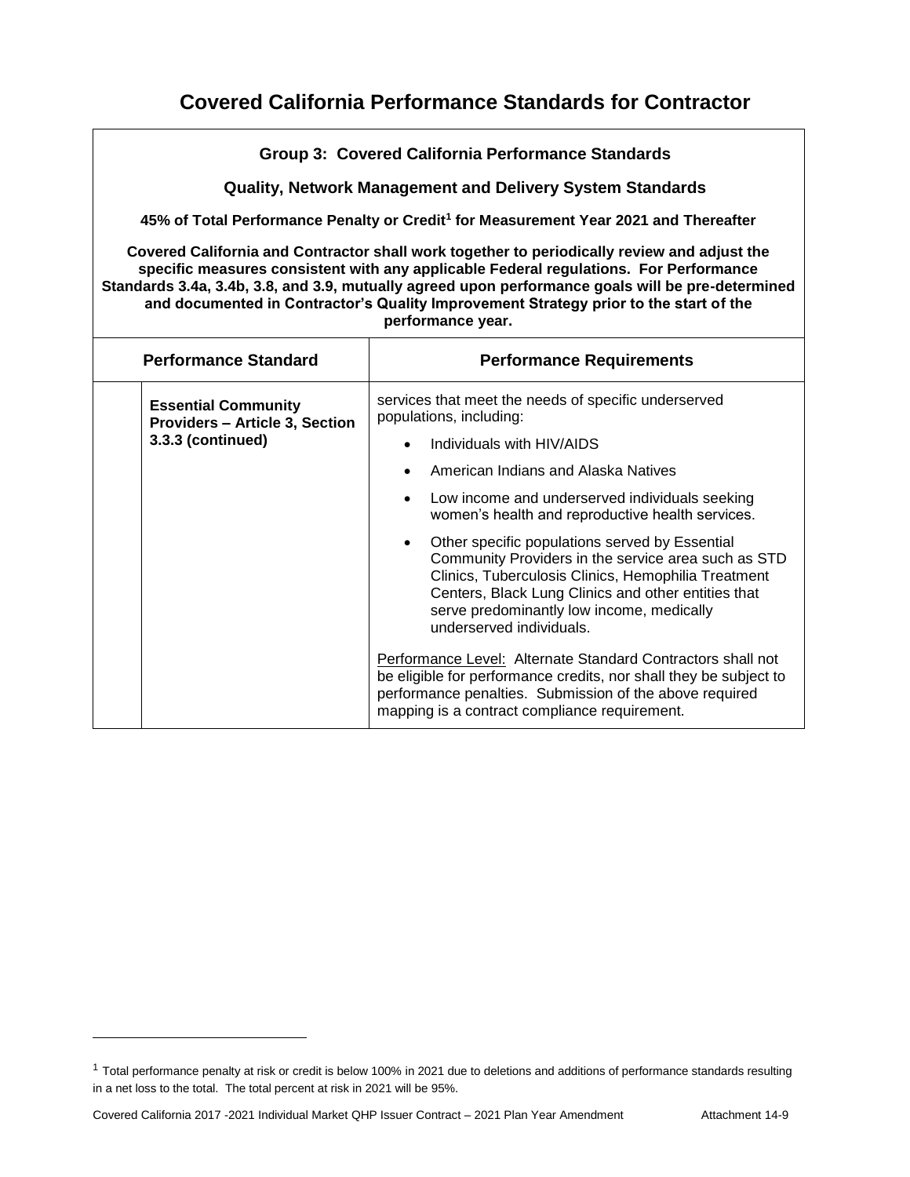# Covered California Performance Standards for Contractor

| Group 3: Covered California Performance Standards<br><br>Quality, Network Management and Delivery System Standards<br><br>45% of Total Performance Penalty or Credit[1] for Measurement Year 2021 and Thereafter<br><br>Covered California and Contractor shall work together to periodically review and adjust the specific measures consistent with any applicable Federal regulations. For Performance Standards 3.4a, 3.4b, 3.8, and 3.9, mutually agreed upon performance goals will be pre-determined and documented in Contractor's Quality Improvement Strategy prior to the start of the performance year. | | |
|---|---|---|
| **Performance Standard** | | **Performance Requirements** |
| | **Essential Community Providers – Article 3, Section 3.3.3 (continued)** | services that meet the needs of specific underserved populations, including:<br>• Individuals with HIV/AIDS<br>• American Indians and Alaska Natives<br>• Low income and underserved individuals seeking women's health and reproductive health services.<br>• Other specific populations served by Essential Community Providers in the service area such as STD Clinics, Tuberculosis Clinics, Hemophilia Treatment Centers, Black Lung Clinics and other entities that serve predominantly low income, medically underserved individuals.<br><br>Performance Level: Alternate Standard Contractors shall not be eligible for performance credits, nor shall they be subject to performance penalties. Submission of the above required mapping is a contract compliance requirement. |

[1] Total performance penalty at risk or credit is below 100% in 2021 due to deletions and additions of performance standards resulting in a net loss to the total. The total percent at risk in 2021 will be 95%.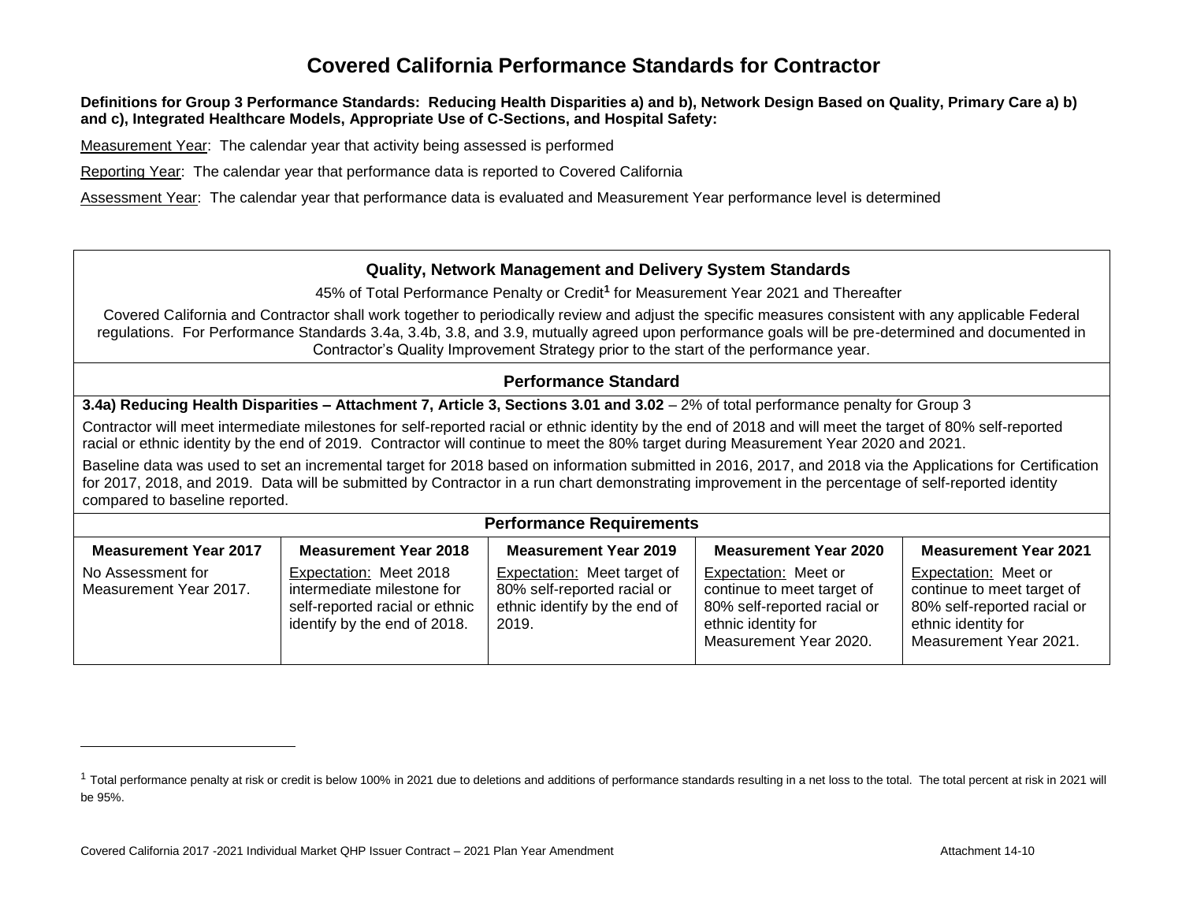# Covered California Performance Standards for Contractor

**Definitions for Group 3 Performance Standards: Reducing Health Disparities a) and b), Network Design Based on Quality, Primary Care a) b) and c), Integrated Healthcare Models, Appropriate Use of C-Sections, and Hospital Safety:**

Measurement Year: The calendar year that activity being assessed is performed

Reporting Year: The calendar year that performance data is reported to Covered California

Assessment Year: The calendar year that performance data is evaluated and Measurement Year performance level is determined

## Quality, Network Management and Delivery System Standards

45% of Total Performance Penalty or Credit[1] for Measurement Year 2021 and Thereafter

Covered California and Contractor shall work together to periodically review and adjust the specific measures consistent with any applicable Federal regulations. For Performance Standards 3.4a, 3.4b, 3.8, and 3.9, mutually agreed upon performance goals will be pre-determined and documented in Contractor's Quality Improvement Strategy prior to the start of the performance year.

### Performance Standard

**3.4a) Reducing Health Disparities – Attachment 7, Article 3, Sections 3.01 and 3.02** – 2% of total performance penalty for Group 3

Contractor will meet intermediate milestones for self-reported racial or ethnic identity by the end of 2018 and will meet the target of 80% self-reported racial or ethnic identity by the end of 2019. Contractor will continue to meet the 80% target during Measurement Year 2020 and 2021.

Baseline data was used to set an incremental target for 2018 based on information submitted in 2016, 2017, and 2018 via the Applications for Certification for 2017, 2018, and 2019. Data will be submitted by Contractor in a run chart demonstrating improvement in the percentage of self-reported identity compared to baseline reported.

### Performance Requirements

| Measurement Year 2017 | Measurement Year 2018 | Measurement Year 2019 | Measurement Year 2020 | Measurement Year 2021 |
|---|---|---|---|---|
| No Assessment for Measurement Year 2017. | Expectation: Meet 2018 intermediate milestone for self-reported racial or ethnic identify by the end of 2018. | Expectation: Meet target of 80% self-reported racial or ethnic identify by the end of 2019. | Expectation: Meet or continue to meet target of 80% self-reported racial or ethnic identity for Measurement Year 2020. | Expectation: Meet or continue to meet target of 80% self-reported racial or ethnic identity for Measurement Year 2021. |

[1] Total performance penalty at risk or credit is below 100% in 2021 due to deletions and additions of performance standards resulting in a net loss to the total. The total percent at risk in 2021 will be 95%.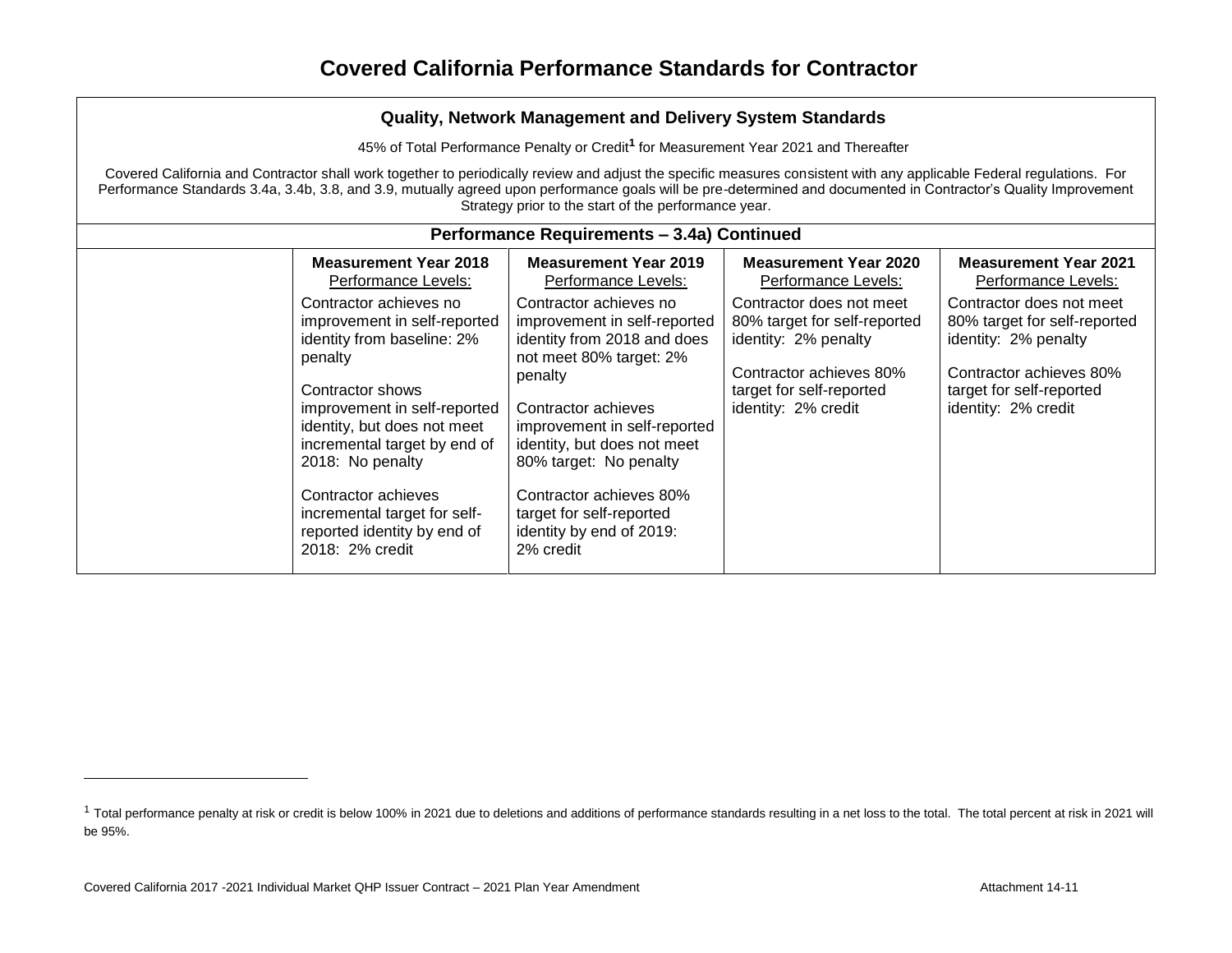# Covered California Performance Standards for Contractor

## Quality, Network Management and Delivery System Standards

45% of Total Performance Penalty or Credit[1] for Measurement Year 2021 and Thereafter

Covered California and Contractor shall work together to periodically review and adjust the specific measures consistent with any applicable Federal regulations. For Performance Standards 3.4a, 3.4b, 3.8, and 3.9, mutually agreed upon performance goals will be pre-determined and documented in Contractor's Quality Improvement Strategy prior to the start of the performance year.

### Performance Requirements – 3.4a) Continued

| | **Measurement Year 2018** Performance Levels: | **Measurement Year 2019** Performance Levels: | **Measurement Year 2020** Performance Levels: | **Measurement Year 2021** Performance Levels: |
|---|---|---|---|---|
| | Contractor achieves no improvement in self-reported identity from baseline: 2% penalty<br><br>Contractor shows improvement in self-reported identity, but does not meet incremental target by end of 2018: No penalty<br><br>Contractor achieves incremental target for self-reported identity by end of 2018: 2% credit | Contractor achieves no improvement in self-reported identity from 2018 and does not meet 80% target: 2% penalty<br><br>Contractor achieves improvement in self-reported identity, but does not meet 80% target: No penalty<br><br>Contractor achieves 80% target for self-reported identity by end of 2019: 2% credit | Contractor does not meet 80% target for self-reported identity: 2% penalty<br><br>Contractor achieves 80% target for self-reported identity: 2% credit | Contractor does not meet 80% target for self-reported identity: 2% penalty<br><br>Contractor achieves 80% target for self-reported identity: 2% credit |

[1] Total performance penalty at risk or credit is below 100% in 2021 due to deletions and additions of performance standards resulting in a net loss to the total. The total percent at risk in 2021 will be 95%.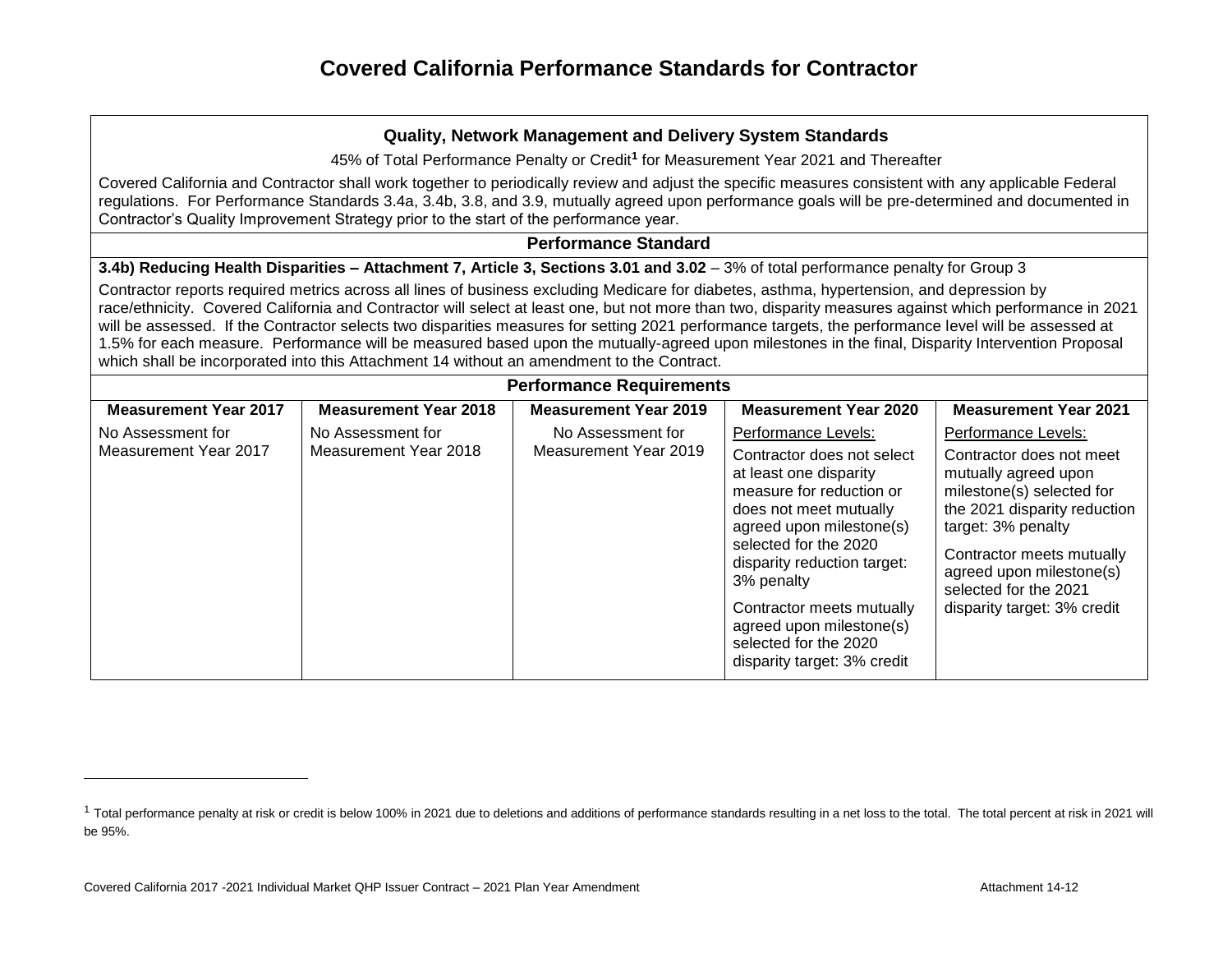# Covered California Performance Standards for Contractor

**Quality, Network Management and Delivery System Standards**

45% of Total Performance Penalty or Credit[1] for Measurement Year 2021 and Thereafter

Covered California and Contractor shall work together to periodically review and adjust the specific measures consistent with any applicable Federal regulations. For Performance Standards 3.4a, 3.4b, 3.8, and 3.9, mutually agreed upon performance goals will be pre-determined and documented in Contractor's Quality Improvement Strategy prior to the start of the performance year.

**Performance Standard**

**3.4b) Reducing Health Disparities – Attachment 7, Article 3, Sections 3.01 and 3.02** – 3% of total performance penalty for Group 3

Contractor reports required metrics across all lines of business excluding Medicare for diabetes, asthma, hypertension, and depression by race/ethnicity. Covered California and Contractor will select at least one, but not more than two, disparity measures against which performance in 2021 will be assessed. If the Contractor selects two disparities measures for setting 2021 performance targets, the performance level will be assessed at 1.5% for each measure. Performance will be measured based upon the mutually-agreed upon milestones in the final, Disparity Intervention Proposal which shall be incorporated into this Attachment 14 without an amendment to the Contract.

**Performance Requirements**

| Measurement Year 2017 | Measurement Year 2018 | Measurement Year 2019 | Measurement Year 2020 | Measurement Year 2021 |
|---|---|---|---|---|
| No Assessment for Measurement Year 2017 | No Assessment for Measurement Year 2018 | No Assessment for Measurement Year 2019 | Performance Levels:<br>Contractor does not select at least one disparity measure for reduction or does not meet mutually agreed upon milestone(s) selected for the 2020 disparity reduction target: 3% penalty<br>Contractor meets mutually agreed upon milestone(s) selected for the 2020 disparity target: 3% credit | Performance Levels:<br>Contractor does not meet mutually agreed upon milestone(s) selected for the 2021 disparity reduction target: 3% penalty<br>Contractor meets mutually agreed upon milestone(s) selected for the 2021 disparity target: 3% credit |

[1] Total performance penalty at risk or credit is below 100% in 2021 due to deletions and additions of performance standards resulting in a net loss to the total. The total percent at risk in 2021 will be 95%.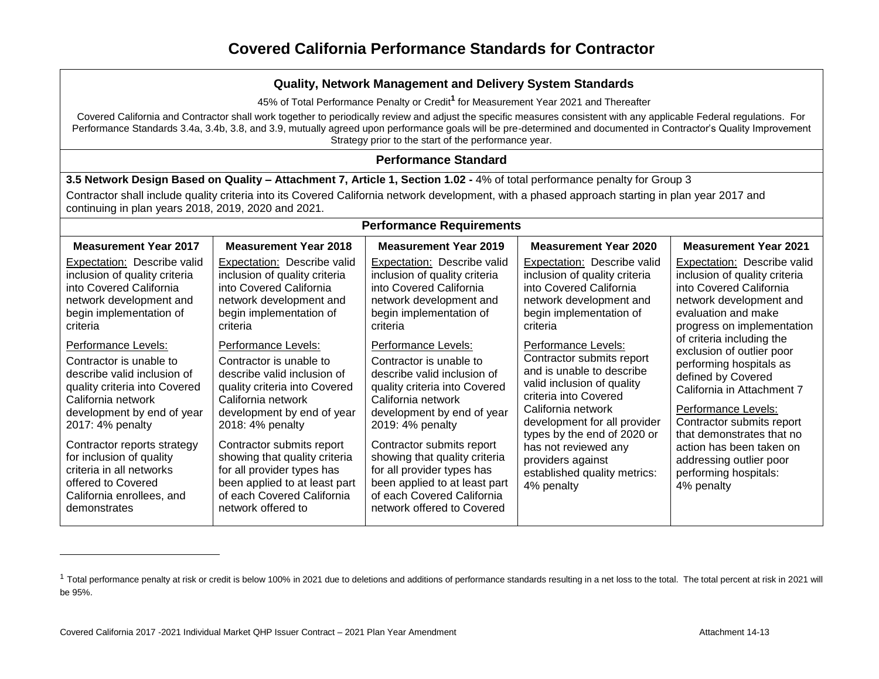# Covered California Performance Standards for Contractor

## Quality, Network Management and Delivery System Standards

45% of Total Performance Penalty or Credit[1] for Measurement Year 2021 and Thereafter

Covered California and Contractor shall work together to periodically review and adjust the specific measures consistent with any applicable Federal regulations. For Performance Standards 3.4a, 3.4b, 3.8, and 3.9, mutually agreed upon performance goals will be pre-determined and documented in Contractor's Quality Improvement Strategy prior to the start of the performance year.

### Performance Standard

**3.5 Network Design Based on Quality – Attachment 7, Article 1, Section 1.02 -** 4% of total performance penalty for Group 3

Contractor shall include quality criteria into its Covered California network development, with a phased approach starting in plan year 2017 and continuing in plan years 2018, 2019, 2020 and 2021.

### Performance Requirements

| Measurement Year 2017 | Measurement Year 2018 | Measurement Year 2019 | Measurement Year 2020 | Measurement Year 2021 |
|---|---|---|---|---|
| Expectation: Describe valid inclusion of quality criteria into Covered California network development and begin implementation of criteria<br><br>Performance Levels:<br>Contractor is unable to describe valid inclusion of quality criteria into Covered California network development by end of year 2017: 4% penalty<br><br>Contractor reports strategy for inclusion of quality criteria in all networks offered to Covered California enrollees, and demonstrates | Expectation: Describe valid inclusion of quality criteria into Covered California network development and begin implementation of criteria<br><br>Performance Levels:<br>Contractor is unable to describe valid inclusion of quality criteria into Covered California network development by end of year 2018: 4% penalty<br><br>Contractor submits report showing that quality criteria for all provider types has been applied to at least part of each Covered California network offered to | Expectation: Describe valid inclusion of quality criteria into Covered California network development and begin implementation of criteria<br><br>Performance Levels:<br>Contractor is unable to describe valid inclusion of quality criteria into Covered California network development by end of year 2019: 4% penalty<br><br>Contractor submits report showing that quality criteria for all provider types has been applied to at least part of each Covered California network offered to Covered | Expectation: Describe valid inclusion of quality criteria into Covered California network development and begin implementation of criteria<br><br>Performance Levels:<br>Contractor submits report and is unable to describe valid inclusion of quality criteria into Covered California network development for all provider types by the end of 2020 or has not reviewed any providers against established quality metrics: 4% penalty | Expectation: Describe valid inclusion of quality criteria into Covered California network development and evaluation and make progress on implementation of criteria including the exclusion of outlier poor performing hospitals as defined by Covered California in Attachment 7<br><br>Performance Levels:<br>Contractor submits report that demonstrates that no action has been taken on addressing outlier poor performing hospitals: 4% penalty |

[1] Total performance penalty at risk or credit is below 100% in 2021 due to deletions and additions of performance standards resulting in a net loss to the total. The total percent at risk in 2021 will be 95%.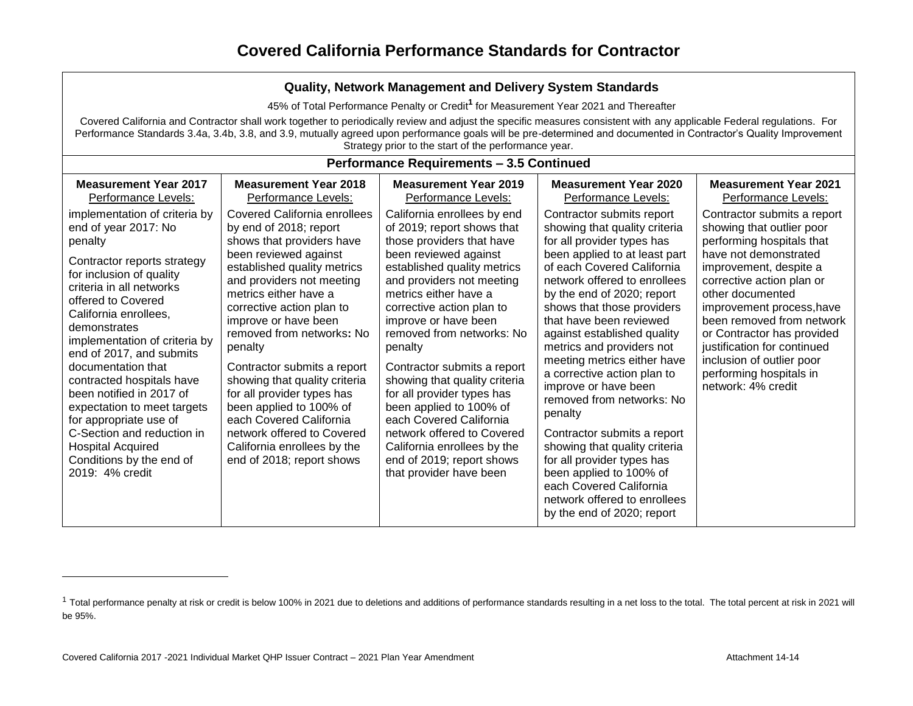# Covered California Performance Standards for Contractor

| Quality, Network Management and Delivery System Standards<br>45% of Total Performance Penalty or Credit[1] for Measurement Year 2021 and Thereafter<br>Covered California and Contractor shall work together to periodically review and adjust the specific measures consistent with any applicable Federal regulations. For Performance Standards 3.4a, 3.4b, 3.8, and 3.9, mutually agreed upon performance goals will be pre-determined and documented in Contractor's Quality Improvement Strategy prior to the start of the performance year. | | | | |
|---|---|---|---|---|
| **Performance Requirements – 3.5 Continued** | | | | |
| **Measurement Year 2017**<br>Performance Levels: | **Measurement Year 2018**<br>Performance Levels: | **Measurement Year 2019**<br>Performance Levels: | **Measurement Year 2020**<br>Performance Levels: | **Measurement Year 2021**<br>Performance Levels: |
| implementation of criteria by end of year 2017: No penalty<br><br>Contractor reports strategy for inclusion of quality criteria in all networks offered to Covered California enrollees, demonstrates implementation of criteria by end of 2017, and submits documentation that contracted hospitals have been notified in 2017 of expectation to meet targets for appropriate use of C-Section and reduction in Hospital Acquired Conditions by the end of 2019: 4% credit | Covered California enrollees by end of 2018; report shows that providers have been reviewed against established quality metrics and providers not meeting metrics either have a corrective action plan to improve or have been removed from networks**:** No penalty<br><br>Contractor submits a report showing that quality criteria for all provider types has been applied to 100% of each Covered California network offered to Covered California enrollees by the end of 2018; report shows | California enrollees by end of 2019; report shows that those providers that have been reviewed against established quality metrics and providers not meeting metrics either have a corrective action plan to improve or have been removed from networks: No penalty<br><br>Contractor submits a report showing that quality criteria for all provider types has been applied to 100% of each Covered California network offered to Covered California enrollees by the end of 2019; report shows that provider have been | Contractor submits report showing that quality criteria for all provider types has been applied to at least part of each Covered California network offered to enrollees by the end of 2020; report shows that those providers that have been reviewed against established quality metrics and providers not meeting metrics either have a corrective action plan to improve or have been removed from networks: No penalty<br><br>Contractor submits a report showing that quality criteria for all provider types has been applied to 100% of each Covered California network offered to enrollees by the end of 2020; report | Contractor submits a report showing that outlier poor performing hospitals that have not demonstrated improvement, despite a corrective action plan or other documented improvement process,have been removed from network or Contractor has provided justification for continued inclusion of outlier poor performing hospitals in network: 4% credit |

[1] Total performance penalty at risk or credit is below 100% in 2021 due to deletions and additions of performance standards resulting in a net loss to the total. The total percent at risk in 2021 will be 95%.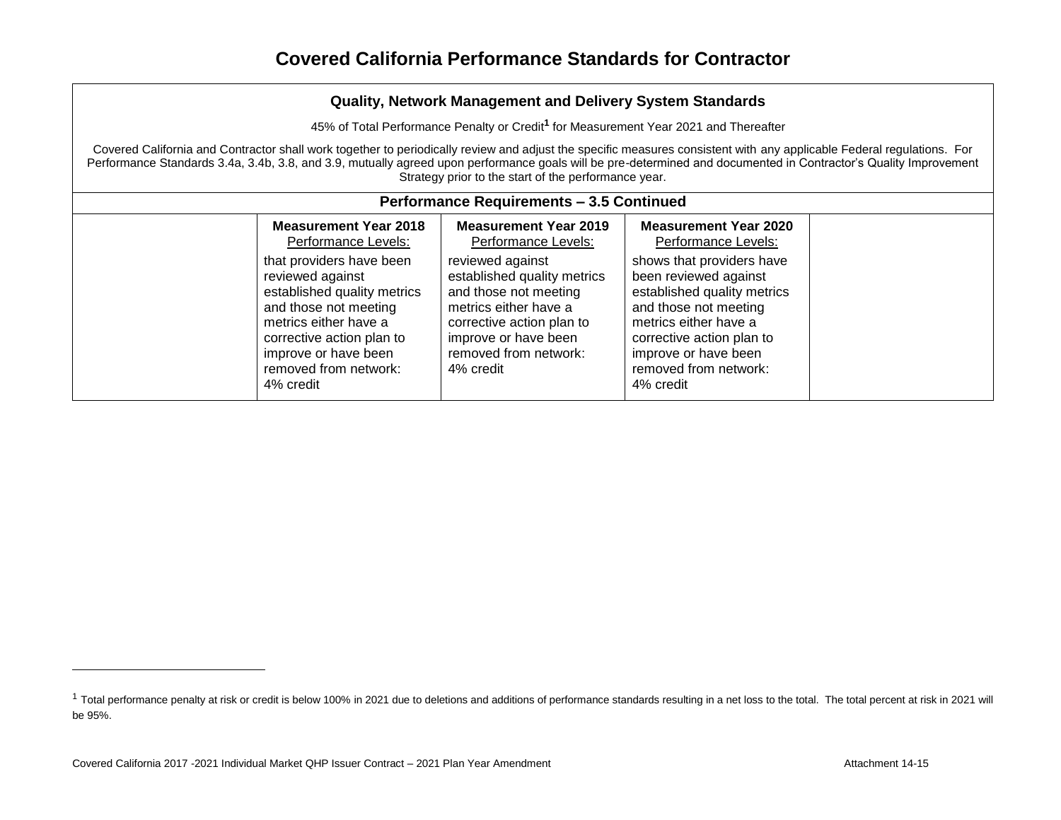# Covered California Performance Standards for Contractor

| Quality, Network Management and Delivery System Standards<br>45% of Total Performance Penalty or Credit[1] for Measurement Year 2021 and Thereafter<br>Covered California and Contractor shall work together to periodically review and adjust the specific measures consistent with any applicable Federal regulations. For Performance Standards 3.4a, 3.4b, 3.8, and 3.9, mutually agreed upon performance goals will be pre-determined and documented in Contractor's Quality Improvement Strategy prior to the start of the performance year. | | | | |
|---|---|---|---|---|
| **Performance Requirements – 3.5 Continued** | | | | |
| | **Measurement Year 2018**<br>Performance Levels:<br>that providers have been reviewed against established quality metrics and those not meeting metrics either have a corrective action plan to improve or have been removed from network: 4% credit | **Measurement Year 2019**<br>Performance Levels:<br>reviewed against established quality metrics and those not meeting metrics either have a corrective action plan to improve or have been removed from network: 4% credit | **Measurement Year 2020**<br>Performance Levels:<br>shows that providers have been reviewed against established quality metrics and those not meeting metrics either have a corrective action plan to improve or have been removed from network: 4% credit | |

[1] Total performance penalty at risk or credit is below 100% in 2021 due to deletions and additions of performance standards resulting in a net loss to the total. The total percent at risk in 2021 will be 95%.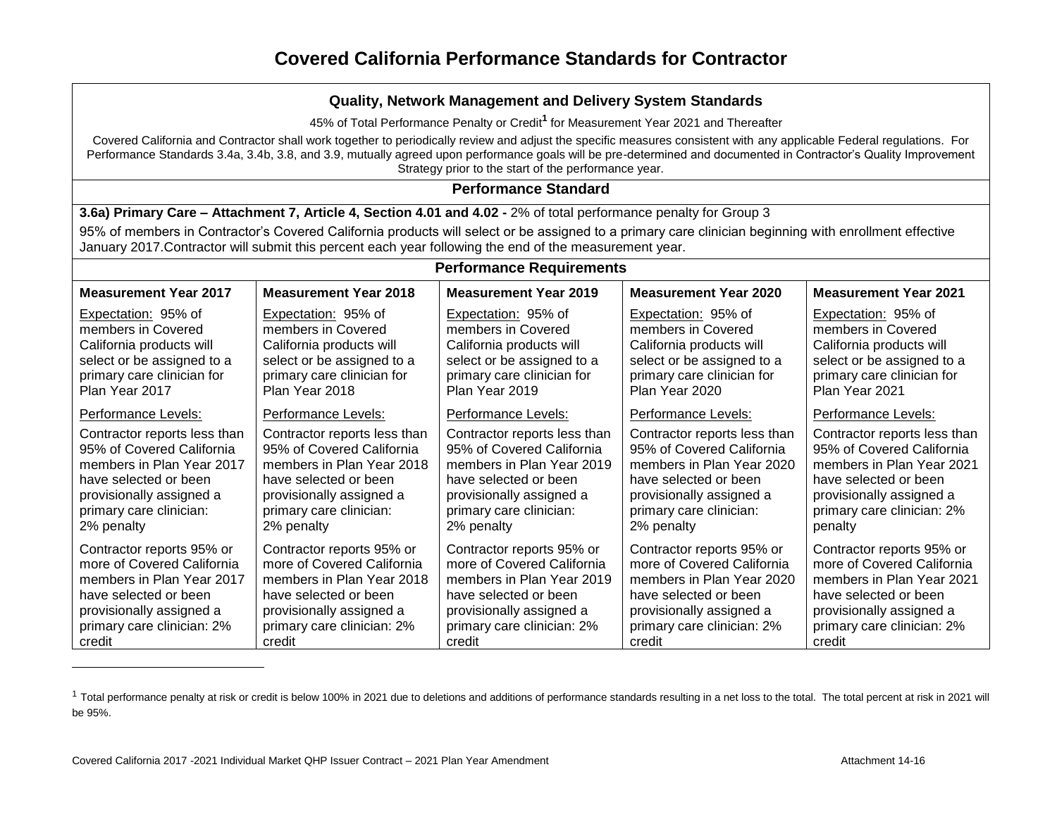# Covered California Performance Standards for Contractor

## Quality, Network Management and Delivery System Standards

45% of Total Performance Penalty or Credit[1] for Measurement Year 2021 and Thereafter

Covered California and Contractor shall work together to periodically review and adjust the specific measures consistent with any applicable Federal regulations. For Performance Standards 3.4a, 3.4b, 3.8, and 3.9, mutually agreed upon performance goals will be pre-determined and documented in Contractor's Quality Improvement Strategy prior to the start of the performance year.

### Performance Standard

**3.6a) Primary Care – Attachment 7, Article 4, Section 4.01 and 4.02 -** 2% of total performance penalty for Group 3

95% of members in Contractor's Covered California products will select or be assigned to a primary care clinician beginning with enrollment effective January 2017.Contractor will submit this percent each year following the end of the measurement year.

### Performance Requirements

| Measurement Year 2017 | Measurement Year 2018 | Measurement Year 2019 | Measurement Year 2020 | Measurement Year 2021 |
|---|---|---|---|---|
| Expectation: 95% of members in Covered California products will select or be assigned to a primary care clinician for Plan Year 2017 | Expectation: 95% of members in Covered California products will select or be assigned to a primary care clinician for Plan Year 2018 | Expectation: 95% of members in Covered California products will select or be assigned to a primary care clinician for Plan Year 2019 | Expectation: 95% of members in Covered California products will select or be assigned to a primary care clinician for Plan Year 2020 | Expectation: 95% of members in Covered California products will select or be assigned to a primary care clinician for Plan Year 2021 |
| Performance Levels: | Performance Levels: | Performance Levels: | Performance Levels: | Performance Levels: |
| Contractor reports less than 95% of Covered California members in Plan Year 2017 have selected or been provisionally assigned a primary care clinician: 2% penalty | Contractor reports less than 95% of Covered California members in Plan Year 2018 have selected or been provisionally assigned a primary care clinician: 2% penalty | Contractor reports less than 95% of Covered California members in Plan Year 2019 have selected or been provisionally assigned a primary care clinician: 2% penalty | Contractor reports less than 95% of Covered California members in Plan Year 2020 have selected or been provisionally assigned a primary care clinician: 2% penalty | Contractor reports less than 95% of Covered California members in Plan Year 2021 have selected or been provisionally assigned a primary care clinician: 2% penalty |
| Contractor reports 95% or more of Covered California members in Plan Year 2017 have selected or been provisionally assigned a primary care clinician: 2% credit | Contractor reports 95% or more of Covered California members in Plan Year 2018 have selected or been provisionally assigned a primary care clinician: 2% credit | Contractor reports 95% or more of Covered California members in Plan Year 2019 have selected or been provisionally assigned a primary care clinician: 2% credit | Contractor reports 95% or more of Covered California members in Plan Year 2020 have selected or been provisionally assigned a primary care clinician: 2% credit | Contractor reports 95% or more of Covered California members in Plan Year 2021 have selected or been provisionally assigned a primary care clinician: 2% credit |

[1] Total performance penalty at risk or credit is below 100% in 2021 due to deletions and additions of performance standards resulting in a net loss to the total. The total percent at risk in 2021 will be 95%.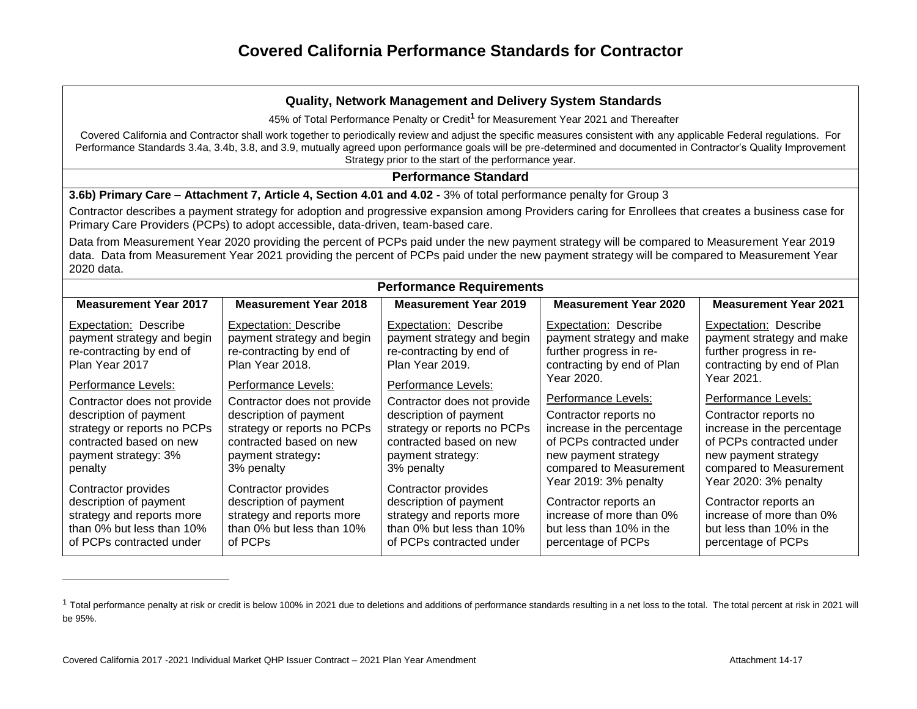# Covered California Performance Standards for Contractor

## Quality, Network Management and Delivery System Standards

45% of Total Performance Penalty or Credit[1] for Measurement Year 2021 and Thereafter

Covered California and Contractor shall work together to periodically review and adjust the specific measures consistent with any applicable Federal regulations. For Performance Standards 3.4a, 3.4b, 3.8, and 3.9, mutually agreed upon performance goals will be pre-determined and documented in Contractor's Quality Improvement Strategy prior to the start of the performance year.

### Performance Standard

**3.6b) Primary Care – Attachment 7, Article 4, Section 4.01 and 4.02 -** 3% of total performance penalty for Group 3

Contractor describes a payment strategy for adoption and progressive expansion among Providers caring for Enrollees that creates a business case for Primary Care Providers (PCPs) to adopt accessible, data-driven, team-based care.

Data from Measurement Year 2020 providing the percent of PCPs paid under the new payment strategy will be compared to Measurement Year 2019 data. Data from Measurement Year 2021 providing the percent of PCPs paid under the new payment strategy will be compared to Measurement Year 2020 data.

### Performance Requirements

| Measurement Year 2017 | Measurement Year 2018 | Measurement Year 2019 | Measurement Year 2020 | Measurement Year 2021 |
|---|---|---|---|---|
| Expectation: Describe payment strategy and begin re-contracting by end of Plan Year 2017<br><br>Performance Levels:<br><br>Contractor does not provide description of payment strategy or reports no PCPs contracted based on new payment strategy: 3% penalty<br><br>Contractor provides description of payment strategy and reports more than 0% but less than 10% of PCPs contracted under | Expectation: Describe payment strategy and begin re-contracting by end of Plan Year 2018.<br><br>Performance Levels:<br><br>Contractor does not provide description of payment strategy or reports no PCPs contracted based on new payment strategy**:** 3% penalty<br><br>Contractor provides description of payment strategy and reports more than 0% but less than 10% of PCPs | Expectation: Describe payment strategy and begin re-contracting by end of Plan Year 2019.<br><br>Performance Levels:<br><br>Contractor does not provide description of payment strategy or reports no PCPs contracted based on new payment strategy: 3% penalty<br><br>Contractor provides description of payment strategy and reports more than 0% but less than 10% of PCPs contracted under | Expectation: Describe payment strategy and make further progress in re-contracting by end of Plan Year 2020.<br><br>Performance Levels:<br><br>Contractor reports no increase in the percentage of PCPs contracted under new payment strategy compared to Measurement Year 2019: 3% penalty<br><br>Contractor reports an increase of more than 0% but less than 10% in the percentage of PCPs | Expectation: Describe payment strategy and make further progress in re-contracting by end of Plan Year 2021.<br><br>Performance Levels:<br><br>Contractor reports no increase in the percentage of PCPs contracted under new payment strategy compared to Measurement Year 2020: 3% penalty<br><br>Contractor reports an increase of more than 0% but less than 10% in the percentage of PCPs |

[1] Total performance penalty at risk or credit is below 100% in 2021 due to deletions and additions of performance standards resulting in a net loss to the total. The total percent at risk in 2021 will be 95%.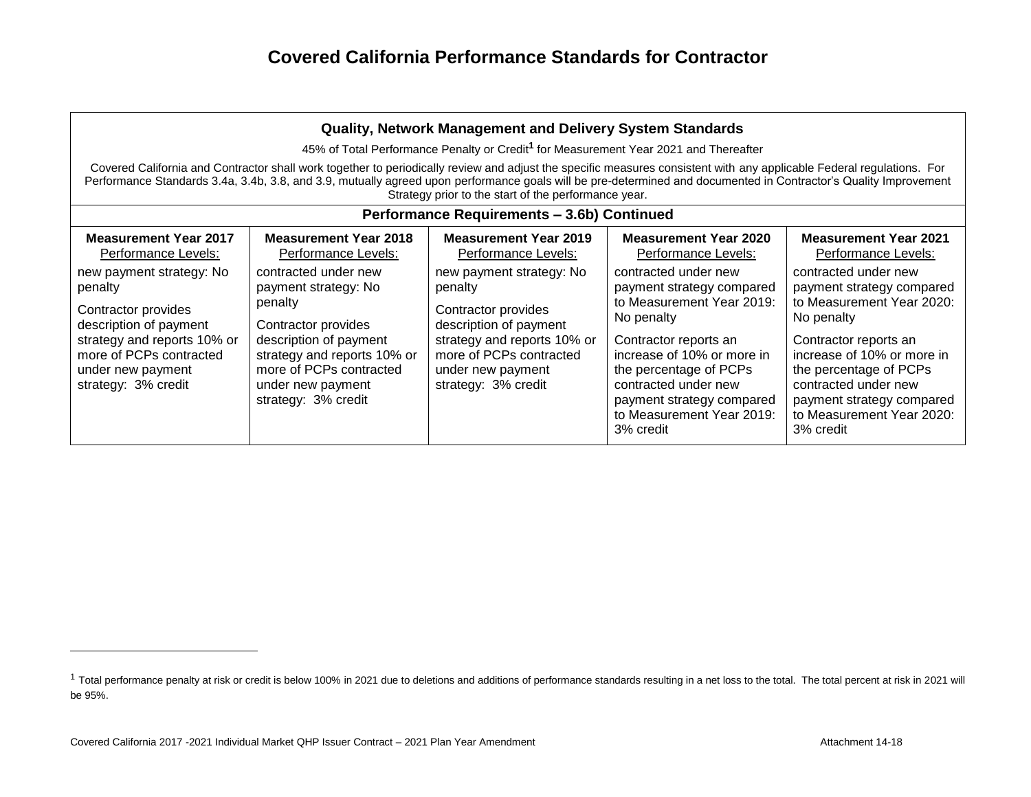# Covered California Performance Standards for Contractor

| Quality, Network Management and Delivery System Standards<br>45% of Total Performance Penalty or Credit[1] for Measurement Year 2021 and Thereafter<br>Covered California and Contractor shall work together to periodically review and adjust the specific measures consistent with any applicable Federal regulations. For Performance Standards 3.4a, 3.4b, 3.8, and 3.9, mutually agreed upon performance goals will be pre-determined and documented in Contractor's Quality Improvement Strategy prior to the start of the performance year. | | | | |
|---|---|---|---|---|
| **Performance Requirements – 3.6b) Continued** | | | | |
| **Measurement Year 2017**<br>Performance Levels: | **Measurement Year 2018**<br>Performance Levels: | **Measurement Year 2019**<br>Performance Levels: | **Measurement Year 2020**<br>Performance Levels: | **Measurement Year 2021**<br>Performance Levels: |
| new payment strategy: No penalty<br><br>Contractor provides description of payment strategy and reports 10% or more of PCPs contracted under new payment strategy: 3% credit | contracted under new payment strategy: No penalty<br><br>Contractor provides description of payment strategy and reports 10% or more of PCPs contracted under new payment strategy: 3% credit | new payment strategy: No penalty<br><br>Contractor provides description of payment strategy and reports 10% or more of PCPs contracted under new payment strategy: 3% credit | contracted under new payment strategy compared to Measurement Year 2019: No penalty<br><br>Contractor reports an increase of 10% or more in the percentage of PCPs contracted under new payment strategy compared to Measurement Year 2019: 3% credit | contracted under new payment strategy compared to Measurement Year 2020: No penalty<br><br>Contractor reports an increase of 10% or more in the percentage of PCPs contracted under new payment strategy compared to Measurement Year 2020: 3% credit |

[1] Total performance penalty at risk or credit is below 100% in 2021 due to deletions and additions of performance standards resulting in a net loss to the total. The total percent at risk in 2021 will be 95%.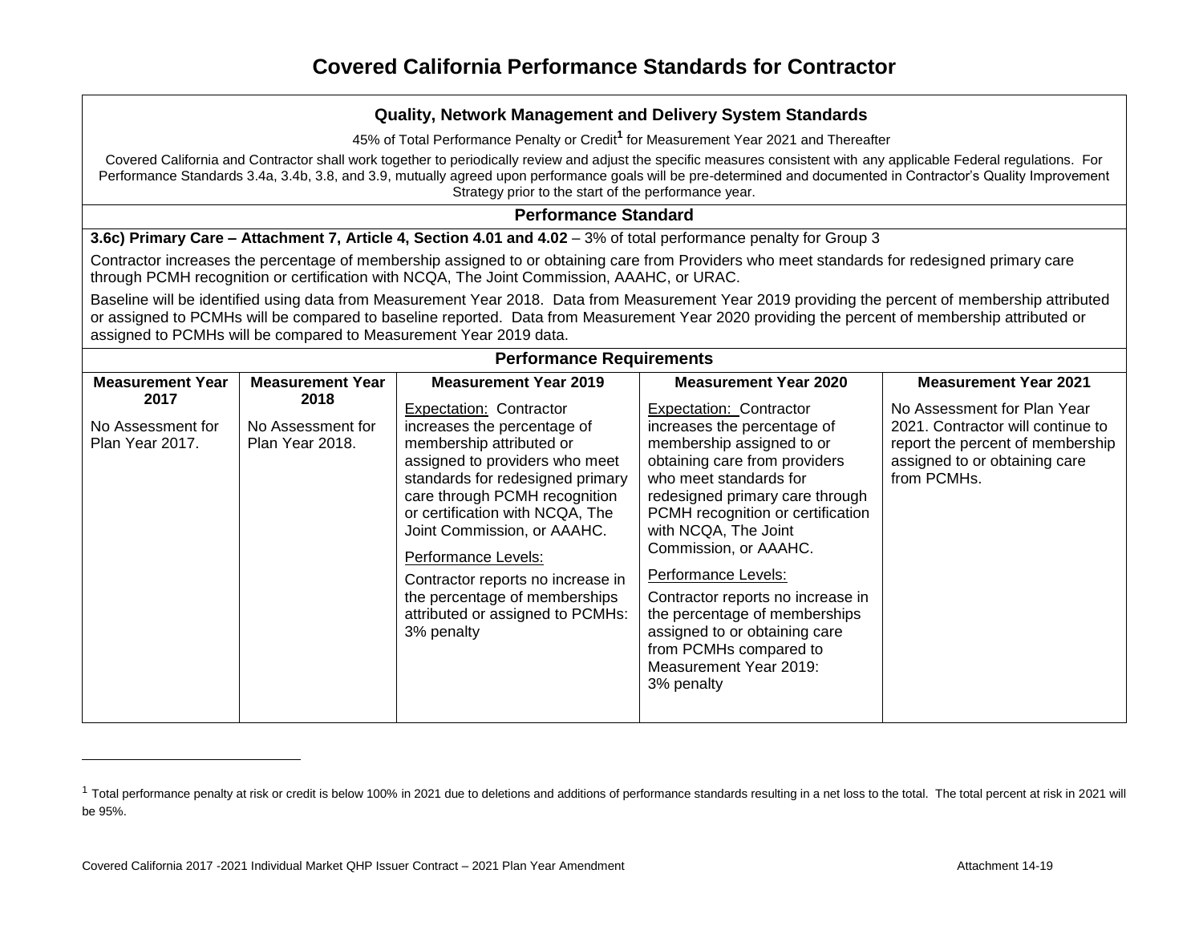# Covered California Performance Standards for Contractor

## Quality, Network Management and Delivery System Standards

45% of Total Performance Penalty or Credit[1] for Measurement Year 2021 and Thereafter

Covered California and Contractor shall work together to periodically review and adjust the specific measures consistent with any applicable Federal regulations. For Performance Standards 3.4a, 3.4b, 3.8, and 3.9, mutually agreed upon performance goals will be pre-determined and documented in Contractor's Quality Improvement Strategy prior to the start of the performance year.

### Performance Standard

**3.6c) Primary Care – Attachment 7, Article 4, Section 4.01 and 4.02** – 3% of total performance penalty for Group 3

Contractor increases the percentage of membership assigned to or obtaining care from Providers who meet standards for redesigned primary care through PCMH recognition or certification with NCQA, The Joint Commission, AAAHC, or URAC.

Baseline will be identified using data from Measurement Year 2018. Data from Measurement Year 2019 providing the percent of membership attributed or assigned to PCMHs will be compared to baseline reported. Data from Measurement Year 2020 providing the percent of membership attributed or assigned to PCMHs will be compared to Measurement Year 2019 data.

### Performance Requirements

| Measurement Year 2017 | Measurement Year 2018 | Measurement Year 2019 | Measurement Year 2020 | Measurement Year 2021 |
|---|---|---|---|---|
| No Assessment for Plan Year 2017. | No Assessment for Plan Year 2018. | Expectation: Contractor increases the percentage of membership attributed or assigned to providers who meet standards for redesigned primary care through PCMH recognition or certification with NCQA, The Joint Commission, or AAAHC.<br><br>Performance Levels:<br><br>Contractor reports no increase in the percentage of memberships attributed or assigned to PCMHs: 3% penalty | Expectation: Contractor increases the percentage of membership assigned to or obtaining care from providers who meet standards for redesigned primary care through PCMH recognition or certification with NCQA, The Joint Commission, or AAAHC.<br><br>Performance Levels:<br><br>Contractor reports no increase in the percentage of memberships assigned to or obtaining care from PCMHs compared to Measurement Year 2019: 3% penalty | No Assessment for Plan Year 2021. Contractor will continue to report the percent of membership assigned to or obtaining care from PCMHs. |

[1] Total performance penalty at risk or credit is below 100% in 2021 due to deletions and additions of performance standards resulting in a net loss to the total. The total percent at risk in 2021 will be 95%.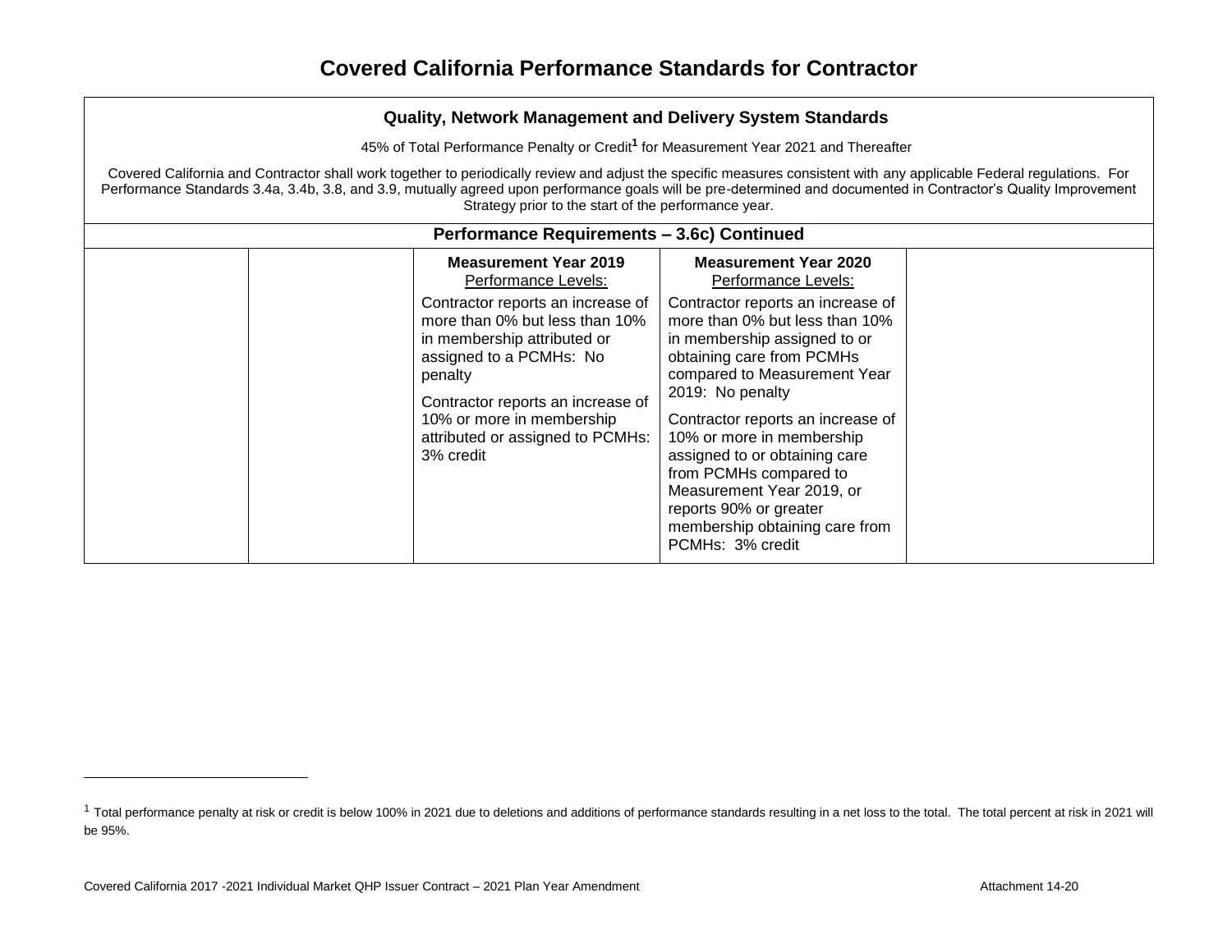# Covered California Performance Standards for Contractor

**Quality, Network Management and Delivery System Standards**

45% of Total Performance Penalty or Credit[1] for Measurement Year 2021 and Thereafter

Covered California and Contractor shall work together to periodically review and adjust the specific measures consistent with any applicable Federal regulations. For Performance Standards 3.4a, 3.4b, 3.8, and 3.9, mutually agreed upon performance goals will be pre-determined and documented in Contractor's Quality Improvement Strategy prior to the start of the performance year.

**Performance Requirements – 3.6c) Continued**

| | | | | |
|---|---|---|---|---|
| | | **Measurement Year 2019**<br>Performance Levels:<br>Contractor reports an increase of more than 0% but less than 10% in membership attributed or assigned to a PCMHs: No penalty<br>Contractor reports an increase of 10% or more in membership attributed or assigned to PCMHs: 3% credit | **Measurement Year 2020**<br>Performance Levels:<br>Contractor reports an increase of more than 0% but less than 10% in membership assigned to or obtaining care from PCMHs compared to Measurement Year 2019: No penalty<br>Contractor reports an increase of 10% or more in membership assigned to or obtaining care from PCMHs compared to Measurement Year 2019, or reports 90% or greater membership obtaining care from PCMHs: 3% credit | |

[1] Total performance penalty at risk or credit is below 100% in 2021 due to deletions and additions of performance standards resulting in a net loss to the total. The total percent at risk in 2021 will be 95%.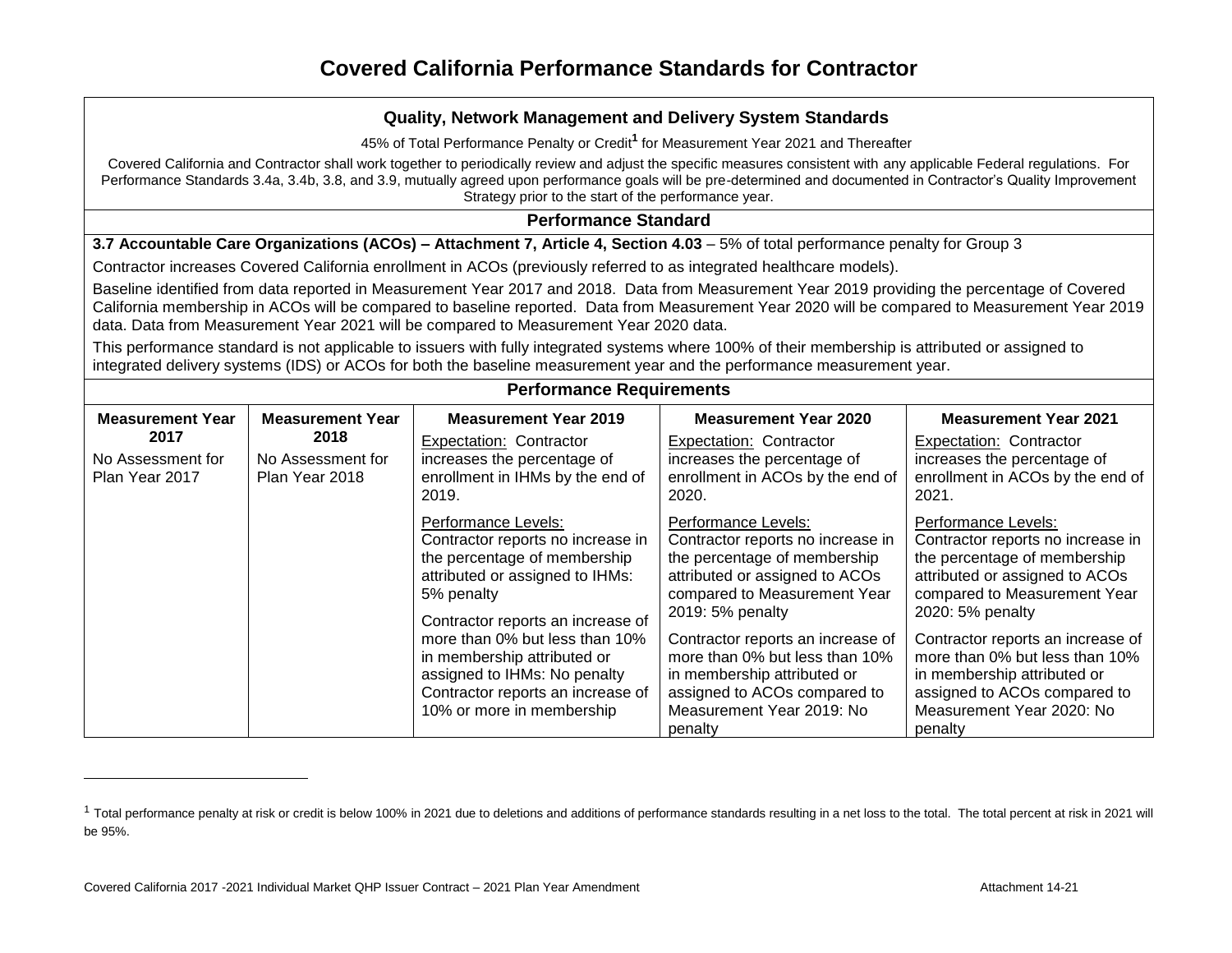# Covered California Performance Standards for Contractor

## Quality, Network Management and Delivery System Standards

45% of Total Performance Penalty or Credit[1] for Measurement Year 2021 and Thereafter

Covered California and Contractor shall work together to periodically review and adjust the specific measures consistent with any applicable Federal regulations. For Performance Standards 3.4a, 3.4b, 3.8, and 3.9, mutually agreed upon performance goals will be pre-determined and documented in Contractor's Quality Improvement Strategy prior to the start of the performance year.

### Performance Standard

**3.7 Accountable Care Organizations (ACOs) – Attachment 7, Article 4, Section 4.03** – 5% of total performance penalty for Group 3

Contractor increases Covered California enrollment in ACOs (previously referred to as integrated healthcare models).

Baseline identified from data reported in Measurement Year 2017 and 2018. Data from Measurement Year 2019 providing the percentage of Covered California membership in ACOs will be compared to baseline reported. Data from Measurement Year 2020 will be compared to Measurement Year 2019 data. Data from Measurement Year 2021 will be compared to Measurement Year 2020 data.

This performance standard is not applicable to issuers with fully integrated systems where 100% of their membership is attributed or assigned to integrated delivery systems (IDS) or ACOs for both the baseline measurement year and the performance measurement year.

### Performance Requirements

| Measurement Year 2017 | Measurement Year 2018 | Measurement Year 2019 | Measurement Year 2020 | Measurement Year 2021 |
|---|---|---|---|---|
| No Assessment for Plan Year 2017 | No Assessment for Plan Year 2018 | Expectation: Contractor increases the percentage of enrollment in IHMs by the end of 2019.<br><br>Performance Levels:<br>Contractor reports no increase in the percentage of membership attributed or assigned to IHMs: 5% penalty<br><br>Contractor reports an increase of more than 0% but less than 10% in membership attributed or assigned to IHMs: No penalty<br>Contractor reports an increase of 10% or more in membership | Expectation: Contractor increases the percentage of enrollment in ACOs by the end of 2020.<br><br>Performance Levels:<br>Contractor reports no increase in the percentage of membership attributed or assigned to ACOs compared to Measurement Year 2019: 5% penalty<br><br>Contractor reports an increase of more than 0% but less than 10% in membership attributed or assigned to ACOs compared to Measurement Year 2019: No penalty | Expectation: Contractor increases the percentage of enrollment in ACOs by the end of 2021.<br><br>Performance Levels:<br>Contractor reports no increase in the percentage of membership attributed or assigned to ACOs compared to Measurement Year 2020: 5% penalty<br><br>Contractor reports an increase of more than 0% but less than 10% in membership attributed or assigned to ACOs compared to Measurement Year 2020: No penalty |

[1] Total performance penalty at risk or credit is below 100% in 2021 due to deletions and additions of performance standards resulting in a net loss to the total. The total percent at risk in 2021 will be 95%.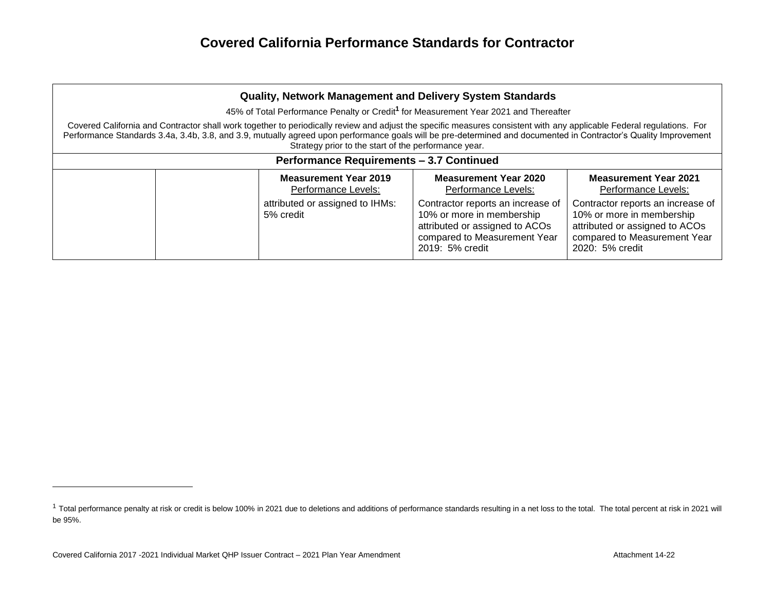# Covered California Performance Standards for Contractor

| Quality, Network Management and Delivery System Standards<br>45% of Total Performance Penalty or Credit[1] for Measurement Year 2021 and Thereafter<br>Covered California and Contractor shall work together to periodically review and adjust the specific measures consistent with any applicable Federal regulations. For Performance Standards 3.4a, 3.4b, 3.8, and 3.9, mutually agreed upon performance goals will be pre-determined and documented in Contractor's Quality Improvement Strategy prior to the start of the performance year. | | | | |
|---|---|---|---|---|
| **Performance Requirements – 3.7 Continued** | | | | |
| | | **Measurement Year 2019**<br>Performance Levels:<br>attributed or assigned to IHMs: 5% credit | **Measurement Year 2020**<br>Performance Levels:<br>Contractor reports an increase of 10% or more in membership attributed or assigned to ACOs compared to Measurement Year 2019: 5% credit | **Measurement Year 2021**<br>Performance Levels:<br>Contractor reports an increase of 10% or more in membership attributed or assigned to ACOs compared to Measurement Year 2020: 5% credit |

[1] Total performance penalty at risk or credit is below 100% in 2021 due to deletions and additions of performance standards resulting in a net loss to the total. The total percent at risk in 2021 will be 95%.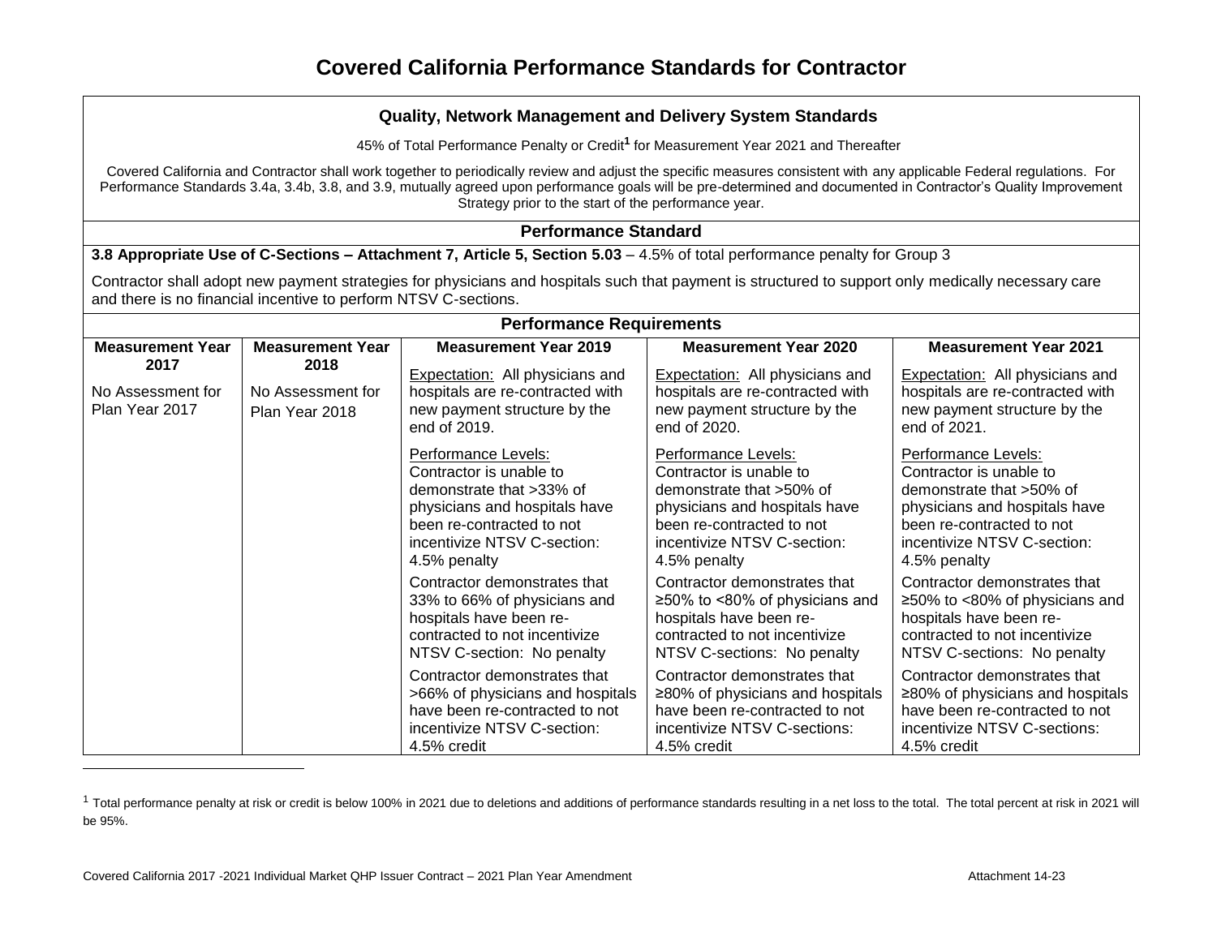# Covered California Performance Standards for Contractor

## Quality, Network Management and Delivery System Standards

45% of Total Performance Penalty or Credit[1] for Measurement Year 2021 and Thereafter

Covered California and Contractor shall work together to periodically review and adjust the specific measures consistent with any applicable Federal regulations. For Performance Standards 3.4a, 3.4b, 3.8, and 3.9, mutually agreed upon performance goals will be pre-determined and documented in Contractor's Quality Improvement Strategy prior to the start of the performance year.

### Performance Standard

**3.8 Appropriate Use of C-Sections – Attachment 7, Article 5, Section 5.03** – 4.5% of total performance penalty for Group 3

Contractor shall adopt new payment strategies for physicians and hospitals such that payment is structured to support only medically necessary care and there is no financial incentive to perform NTSV C-sections.

### Performance Requirements

| Measurement Year 2017 | Measurement Year 2018 | Measurement Year 2019 | Measurement Year 2020 | Measurement Year 2021 |
|---|---|---|---|---|
| No Assessment for Plan Year 2017 | No Assessment for Plan Year 2018 | Expectation: All physicians and hospitals are re-contracted with new payment structure by the end of 2019. | Expectation: All physicians and hospitals are re-contracted with new payment structure by the end of 2020. | Expectation: All physicians and hospitals are re-contracted with new payment structure by the end of 2021. |
| | | Performance Levels: Contractor is unable to demonstrate that >33% of physicians and hospitals have been re-contracted to not incentivize NTSV C-section: 4.5% penalty | Performance Levels: Contractor is unable to demonstrate that >50% of physicians and hospitals have been re-contracted to not incentivize NTSV C-section: 4.5% penalty | Performance Levels: Contractor is unable to demonstrate that >50% of physicians and hospitals have been re-contracted to not incentivize NTSV C-section: 4.5% penalty |
| | | Contractor demonstrates that 33% to 66% of physicians and hospitals have been re-contracted to not incentivize NTSV C-section: No penalty | Contractor demonstrates that ≥50% to <80% of physicians and hospitals have been re-contracted to not incentivize NTSV C-sections: No penalty | Contractor demonstrates that ≥50% to <80% of physicians and hospitals have been re-contracted to not incentivize NTSV C-sections: No penalty |
| | | Contractor demonstrates that >66% of physicians and hospitals have been re-contracted to not incentivize NTSV C-section: 4.5% credit | Contractor demonstrates that ≥80% of physicians and hospitals have been re-contracted to not incentivize NTSV C-sections: 4.5% credit | Contractor demonstrates that ≥80% of physicians and hospitals have been re-contracted to not incentivize NTSV C-sections: 4.5% credit |

[1] Total performance penalty at risk or credit is below 100% in 2021 due to deletions and additions of performance standards resulting in a net loss to the total. The total percent at risk in 2021 will be 95%.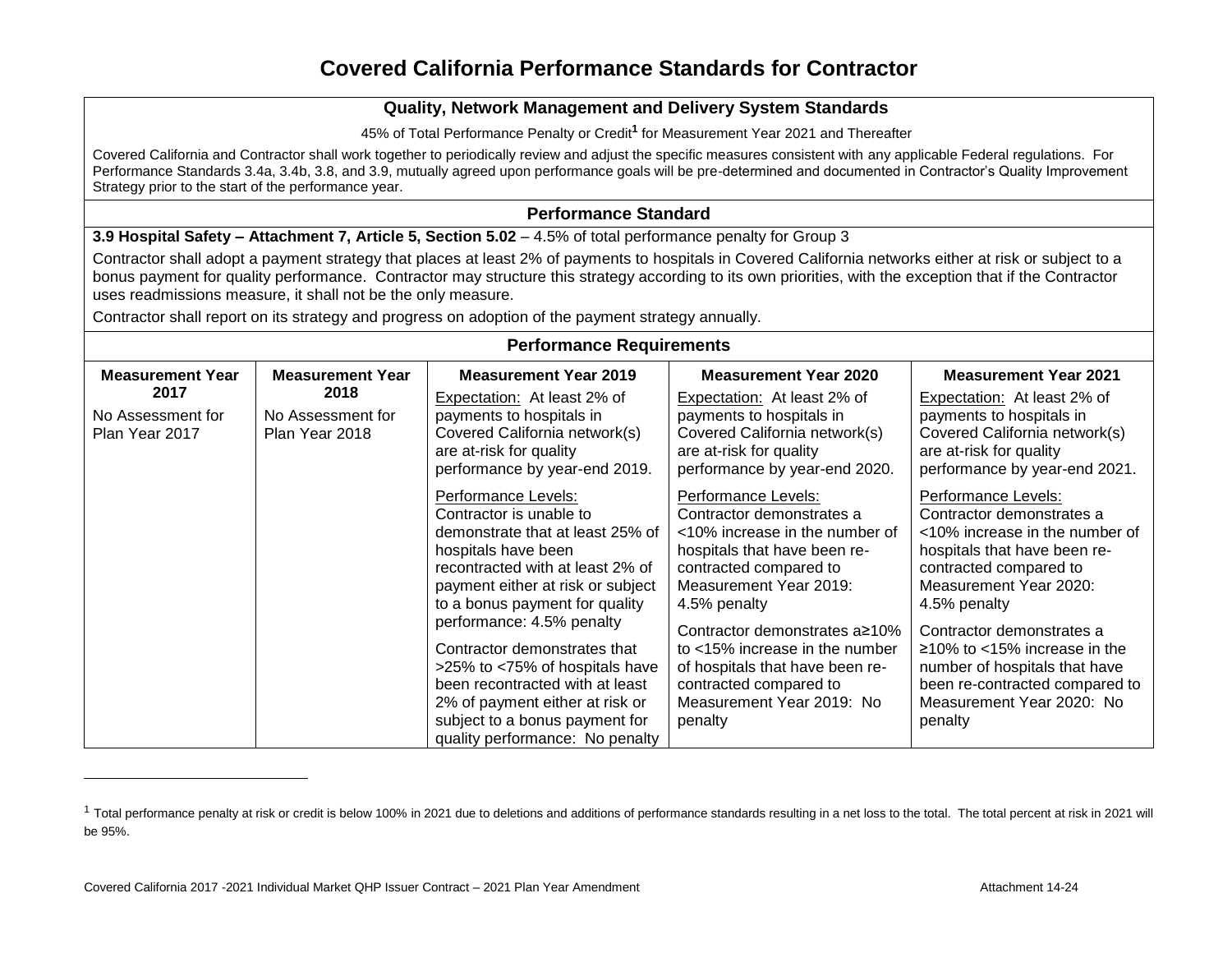# Covered California Performance Standards for Contractor

## Quality, Network Management and Delivery System Standards

45% of Total Performance Penalty or Credit[1] for Measurement Year 2021 and Thereafter

Covered California and Contractor shall work together to periodically review and adjust the specific measures consistent with any applicable Federal regulations. For Performance Standards 3.4a, 3.4b, 3.8, and 3.9, mutually agreed upon performance goals will be pre-determined and documented in Contractor's Quality Improvement Strategy prior to the start of the performance year.

## Performance Standard

**3.9 Hospital Safety – Attachment 7, Article 5, Section 5.02** – 4.5% of total performance penalty for Group 3

Contractor shall adopt a payment strategy that places at least 2% of payments to hospitals in Covered California networks either at risk or subject to a bonus payment for quality performance. Contractor may structure this strategy according to its own priorities, with the exception that if the Contractor uses readmissions measure, it shall not be the only measure.

Contractor shall report on its strategy and progress on adoption of the payment strategy annually.

## Performance Requirements

| Measurement Year 2017 | Measurement Year 2018 | Measurement Year 2019 | Measurement Year 2020 | Measurement Year 2021 |
|---|---|---|---|---|
| No Assessment for Plan Year 2017 | No Assessment for Plan Year 2018 | Expectation: At least 2% of payments to hospitals in Covered California network(s) are at-risk for quality performance by year-end 2019.<br><br>Performance Levels:<br>Contractor is unable to demonstrate that at least 25% of hospitals have been recontracted with at least 2% of payment either at risk or subject to a bonus payment for quality performance: 4.5% penalty<br><br>Contractor demonstrates that >25% to <75% of hospitals have been recontracted with at least 2% of payment either at risk or subject to a bonus payment for quality performance: No penalty | Expectation: At least 2% of payments to hospitals in Covered California network(s) are at-risk for quality performance by year-end 2020.<br><br>Performance Levels:<br>Contractor demonstrates a <10% increase in the number of hospitals that have been re-contracted compared to Measurement Year 2019: 4.5% penalty<br><br>Contractor demonstrates a≥10% to <15% increase in the number of hospitals that have been re-contracted compared to Measurement Year 2019: No penalty | Expectation: At least 2% of payments to hospitals in Covered California network(s) are at-risk for quality performance by year-end 2021.<br><br>Performance Levels:<br>Contractor demonstrates a <10% increase in the number of hospitals that have been re-contracted compared to Measurement Year 2020: 4.5% penalty<br><br>Contractor demonstrates a ≥10% to <15% increase in the number of hospitals that have been re-contracted compared to Measurement Year 2020: No penalty |

[1] Total performance penalty at risk or credit is below 100% in 2021 due to deletions and additions of performance standards resulting in a net loss to the total. The total percent at risk in 2021 will be 95%.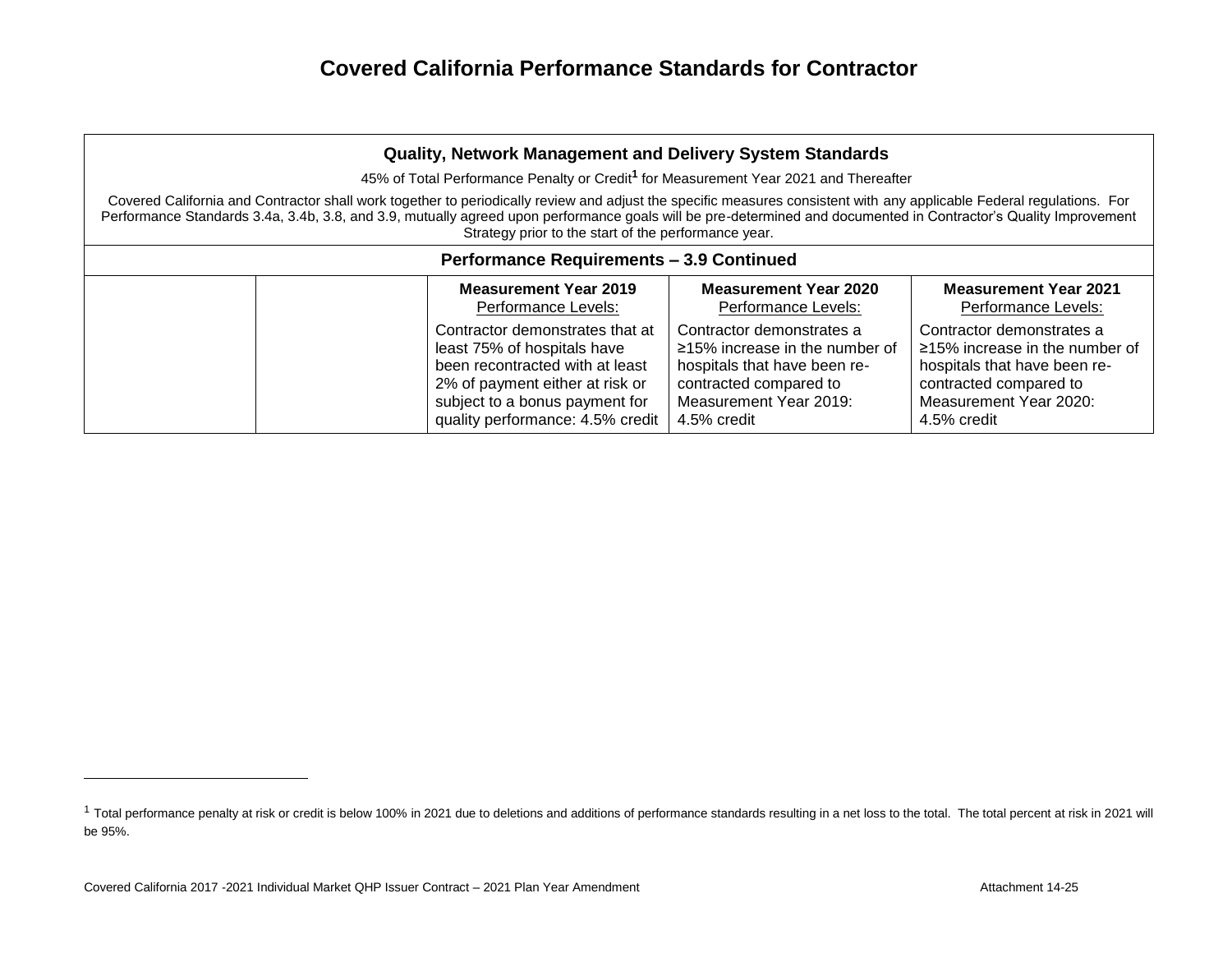# Covered California Performance Standards for Contractor

| **Quality, Network Management and Delivery System Standards**<br>45% of Total Performance Penalty or Credit[1] for Measurement Year 2021 and Thereafter<br>Covered California and Contractor shall work together to periodically review and adjust the specific measures consistent with any applicable Federal regulations. For Performance Standards 3.4a, 3.4b, 3.8, and 3.9, mutually agreed upon performance goals will be pre-determined and documented in Contractor's Quality Improvement Strategy prior to the start of the performance year. | | | | |
|---|---|---|---|---|
| **Performance Requirements – 3.9 Continued** | | | | |
| | | **Measurement Year 2019**<br>Performance Levels:<br>Contractor demonstrates that at least 75% of hospitals have been recontracted with at least 2% of payment either at risk or subject to a bonus payment for quality performance: 4.5% credit | **Measurement Year 2020**<br>Performance Levels:<br>Contractor demonstrates a ≥15% increase in the number of hospitals that have been re-contracted compared to Measurement Year 2019:<br>4.5% credit | **Measurement Year 2021**<br>Performance Levels:<br>Contractor demonstrates a ≥15% increase in the number of hospitals that have been re-contracted compared to Measurement Year 2020:<br>4.5% credit |

[1] Total performance penalty at risk or credit is below 100% in 2021 due to deletions and additions of performance standards resulting in a net loss to the total. The total percent at risk in 2021 will be 95%.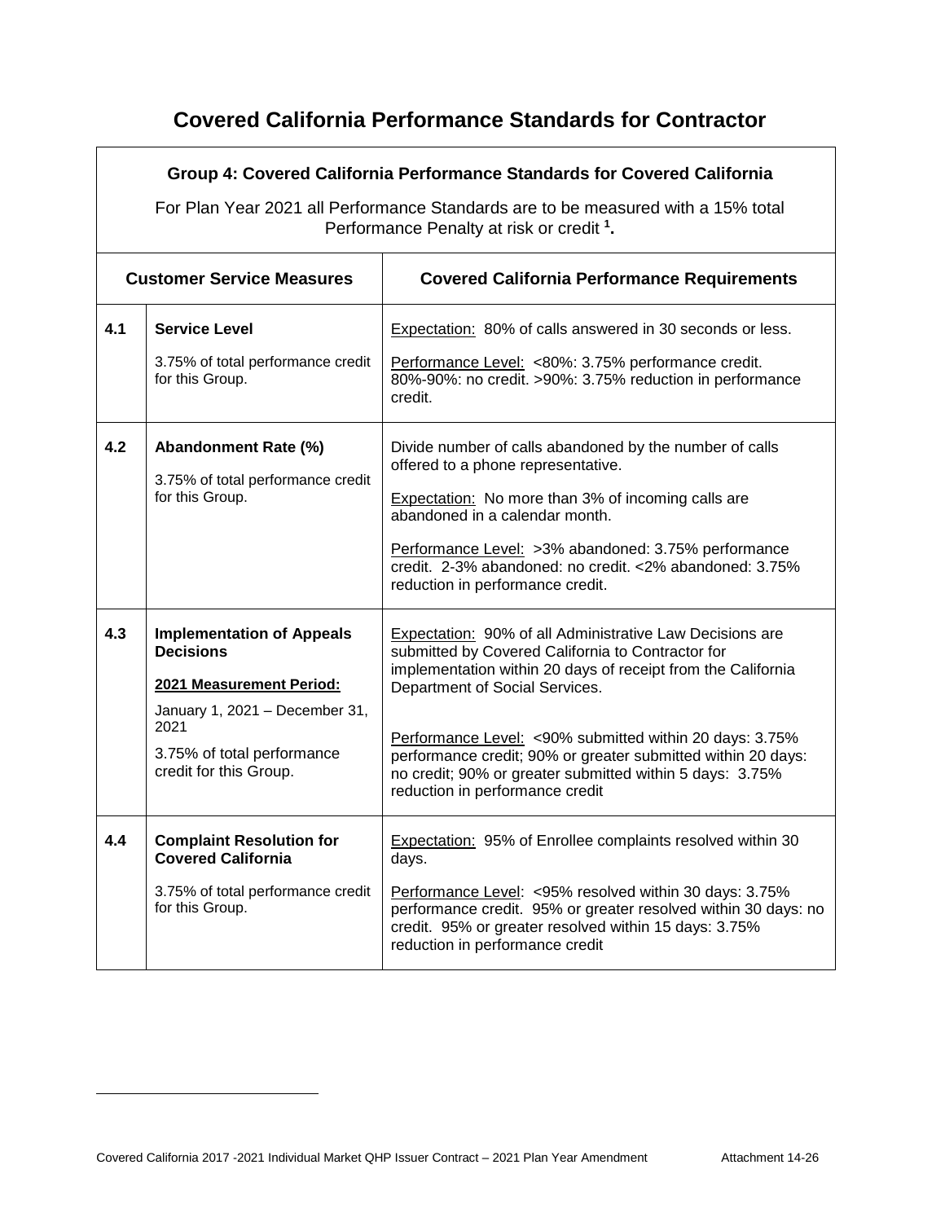# Covered California Performance Standards for Contractor

**Group 4: Covered California Performance Standards for Covered California**

For Plan Year 2021 all Performance Standards are to be measured with a 15% total Performance Penalty at risk or credit [1].

| | Customer Service Measures | Covered California Performance Requirements |
|---|---|---|
| **4.1** | **Service Level**<br><br>3.75% of total performance credit for this Group. | Expectation: 80% of calls answered in 30 seconds or less.<br><br>Performance Level: <80%: 3.75% performance credit. 80%-90%: no credit. >90%: 3.75% reduction in performance credit. |
| **4.2** | **Abandonment Rate (%)**<br><br>3.75% of total performance credit for this Group. | Divide number of calls abandoned by the number of calls offered to a phone representative.<br><br>Expectation: No more than 3% of incoming calls are abandoned in a calendar month.<br><br>Performance Level: >3% abandoned: 3.75% performance credit. 2-3% abandoned: no credit. <2% abandoned: 3.75% reduction in performance credit. |
| **4.3** | **Implementation of Appeals Decisions**<br><br>**2021 Measurement Period:**<br><br>January 1, 2021 – December 31, 2021<br><br>3.75% of total performance credit for this Group. | Expectation: 90% of all Administrative Law Decisions are submitted by Covered California to Contractor for implementation within 20 days of receipt from the California Department of Social Services.<br><br>Performance Level: <90% submitted within 20 days: 3.75% performance credit; 90% or greater submitted within 20 days: no credit; 90% or greater submitted within 5 days: 3.75% reduction in performance credit |
| **4.4** | **Complaint Resolution for Covered California**<br><br>3.75% of total performance credit for this Group. | Expectation: 95% of Enrollee complaints resolved within 30 days.<br><br>Performance Level: <95% resolved within 30 days: 3.75% performance credit. 95% or greater resolved within 30 days: no credit. 95% or greater resolved within 15 days: 3.75% reduction in performance credit |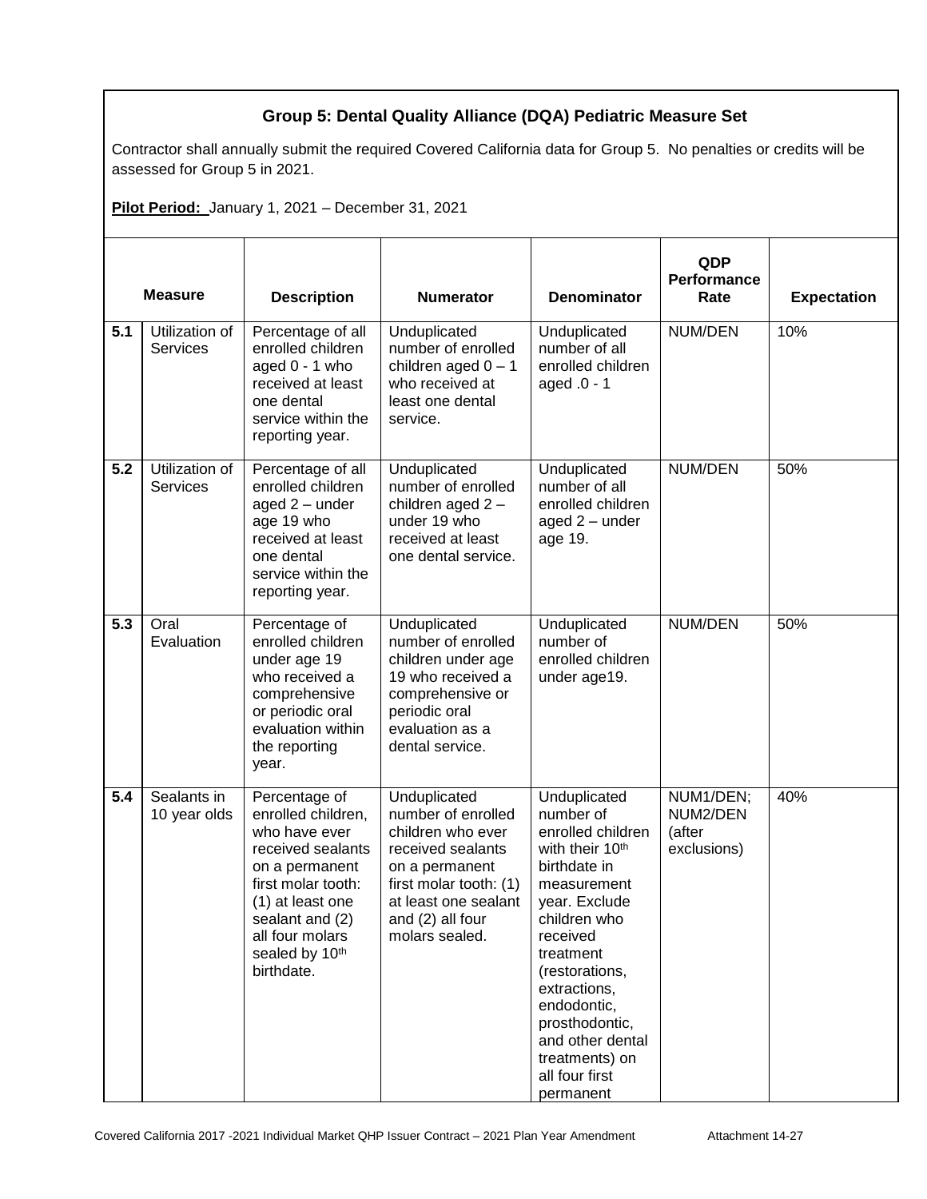## Group 5: Dental Quality Alliance (DQA) Pediatric Measure Set

Contractor shall annually submit the required Covered California data for Group 5. No penalties or credits will be assessed for Group 5 in 2021.

**Pilot Period:** January 1, 2021 – December 31, 2021

| Measure | | Description | Numerator | Denominator | QDP Performance Rate | Expectation |
|---|---|---|---|---|---|---|
| 5.1 | Utilization of Services | Percentage of all enrolled children aged 0 - 1 who received at least one dental service within the reporting year. | Unduplicated number of enrolled children aged 0 – 1 who received at least one dental service. | Unduplicated number of all enrolled children aged .0 - 1 | NUM/DEN | 10% |
| 5.2 | Utilization of Services | Percentage of all enrolled children aged 2 – under age 19 who received at least one dental service within the reporting year. | Unduplicated number of enrolled children aged 2 – under 19 who received at least one dental service. | Unduplicated number of all enrolled children aged 2 – under age 19. | NUM/DEN | 50% |
| 5.3 | Oral Evaluation | Percentage of enrolled children under age 19 who received a comprehensive or periodic oral evaluation within the reporting year. | Unduplicated number of enrolled children under age 19 who received a comprehensive or periodic oral evaluation as a dental service. | Unduplicated number of enrolled children under age19. | NUM/DEN | 50% |
| 5.4 | Sealants in 10 year olds | Percentage of enrolled children, who have ever received sealants on a permanent first molar tooth: (1) at least one sealant and (2) all four molars sealed by 10th birthdate. | Unduplicated number of enrolled children who ever received sealants on a permanent first molar tooth: (1) at least one sealant and (2) all four molars sealed. | Unduplicated number of enrolled children with their 10th birthdate in measurement year. Exclude children who received treatment (restorations, extractions, endodontic, prosthodontic, and other dental treatments) on all four first permanent | NUM1/DEN; NUM2/DEN (after exclusions) | 40% |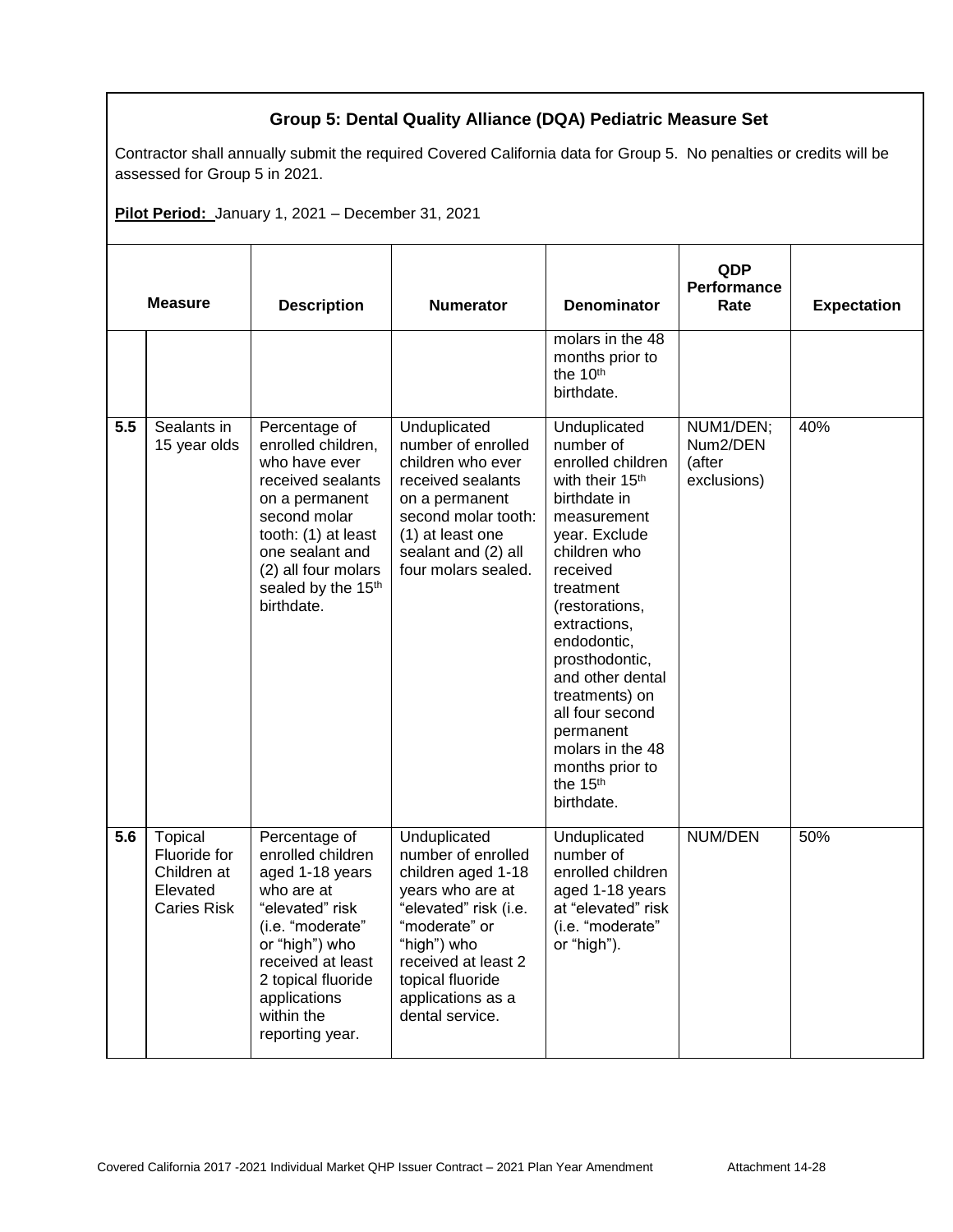## Group 5: Dental Quality Alliance (DQA) Pediatric Measure Set

Contractor shall annually submit the required Covered California data for Group 5. No penalties or credits will be assessed for Group 5 in 2021.

**Pilot Period:** January 1, 2021 – December 31, 2021

| Measure | | Description | Numerator | Denominator | QDP Performance Rate | Expectation |
|---|---|---|---|---|---|---|
| | | | | molars in the 48 months prior to the 10th birthdate. | | |
| 5.5 | Sealants in 15 year olds | Percentage of enrolled children, who have ever received sealants on a permanent second molar tooth: (1) at least one sealant and (2) all four molars sealed by the 15th birthdate. | Unduplicated number of enrolled children who ever received sealants on a permanent second molar tooth: (1) at least one sealant and (2) all four molars sealed. | Unduplicated number of enrolled children with their 15th birthdate in measurement year. Exclude children who received treatment (restorations, extractions, endodontic, prosthodontic, and other dental treatments) on all four second permanent molars in the 48 months prior to the 15th birthdate. | NUM1/DEN; Num2/DEN (after exclusions) | 40% |
| 5.6 | Topical Fluoride for Children at Elevated Caries Risk | Percentage of enrolled children aged 1-18 years who are at "elevated" risk (i.e. "moderate" or "high") who received at least 2 topical fluoride applications within the reporting year. | Unduplicated number of enrolled children aged 1-18 years who are at "elevated" risk (i.e. "moderate" or "high") who received at least 2 topical fluoride applications as a dental service. | Unduplicated number of enrolled children aged 1-18 years at "elevated" risk (i.e. "moderate" or "high"). | NUM/DEN | 50% |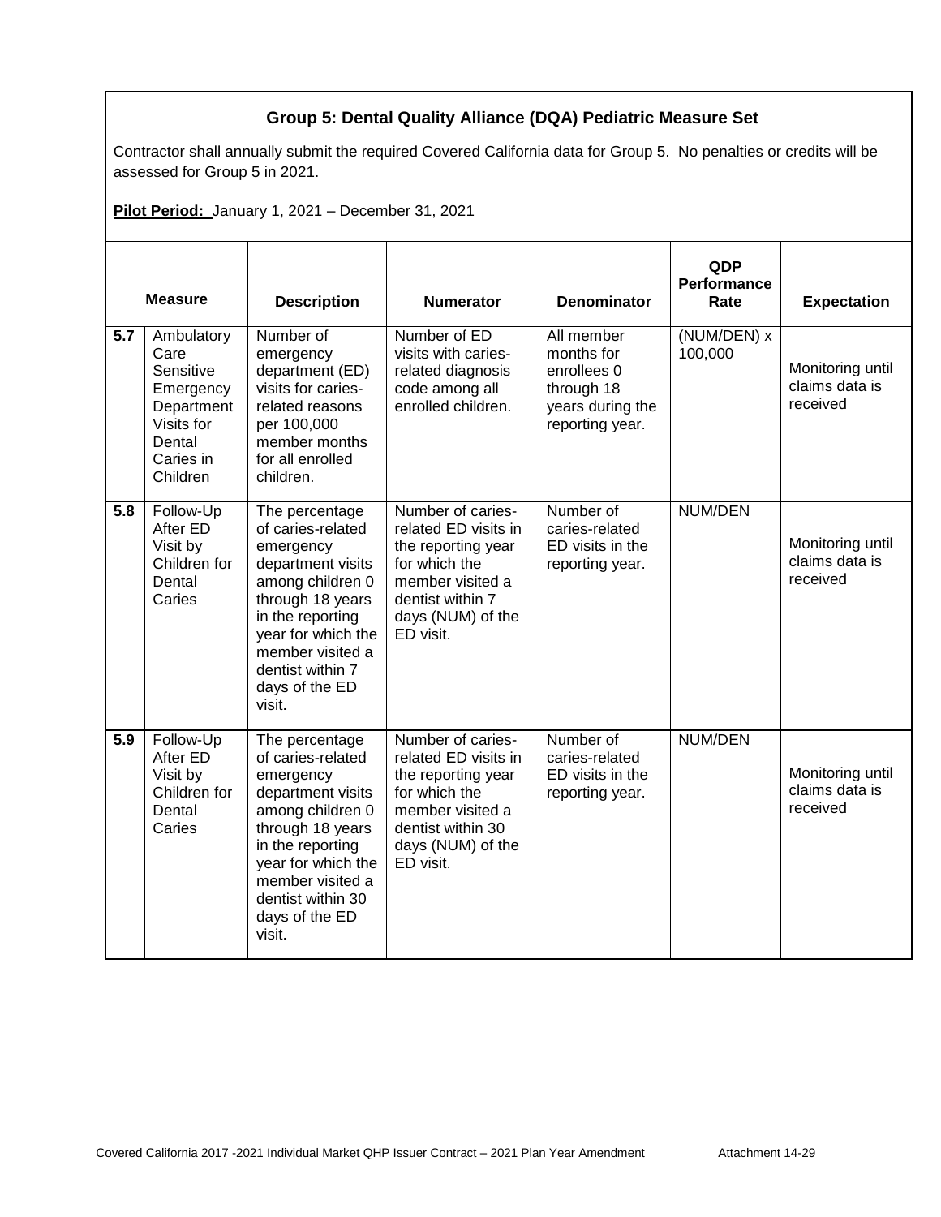## Group 5: Dental Quality Alliance (DQA) Pediatric Measure Set

Contractor shall annually submit the required Covered California data for Group 5. No penalties or credits will be assessed for Group 5 in 2021.

**Pilot Period:** January 1, 2021 – December 31, 2021

| Measure | | Description | Numerator | Denominator | QDP Performance Rate | Expectation |
|---|---|---|---|---|---|---|
| **5.7** | Ambulatory Care Sensitive Emergency Department Visits for Dental Caries in Children | Number of emergency department (ED) visits for caries-related reasons per 100,000 member months for all enrolled children. | Number of ED visits with caries-related diagnosis code among all enrolled children. | All member months for enrollees 0 through 18 years during the reporting year. | (NUM/DEN) x 100,000 | Monitoring until claims data is received |
| **5.8** | Follow-Up After ED Visit by Children for Dental Caries | The percentage of caries-related emergency department visits among children 0 through 18 years in the reporting year for which the member visited a dentist within 7 days of the ED visit. | Number of caries-related ED visits in the reporting year for which the member visited a dentist within 7 days (NUM) of the ED visit. | Number of caries-related ED visits in the reporting year. | NUM/DEN | Monitoring until claims data is received |
| **5.9** | Follow-Up After ED Visit by Children for Dental Caries | The percentage of caries-related emergency department visits among children 0 through 18 years in the reporting year for which the member visited a dentist within 30 days of the ED visit. | Number of caries-related ED visits in the reporting year for which the member visited a dentist within 30 days (NUM) of the ED visit. | Number of caries-related ED visits in the reporting year. | NUM/DEN | Monitoring until claims data is received |